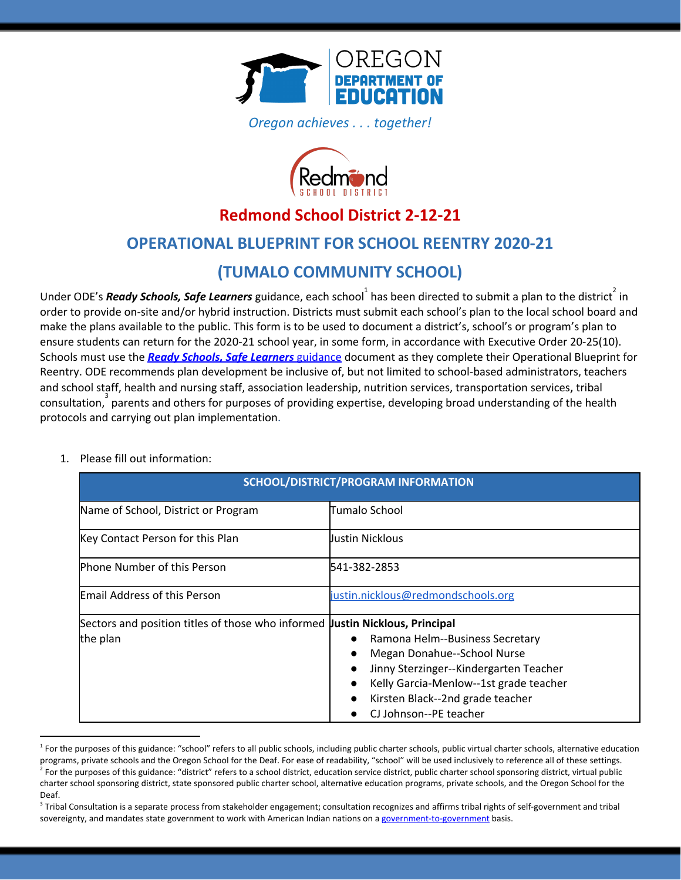Oregon achieves . . . together!

# Redmond School District 2-12-21

## OPERATIONAL BLUEPRINT FOR SCHOOL REENTRY 2020-21

## (TUMALO COMMUNITY SCHOOL)

Under ODE's ***Ready Schools, Safe Learners*** guidance, each school[1] has been directed to submit a plan to the district[2] in order to provide on-site and/or hybrid instruction. Districts must submit each school's plan to the local school board and make the plans available to the public. This form is to be used to document a district's, school's or program's plan to ensure students can return for the 2020-21 school year, in some form, in accordance with Executive Order 20-25(10). Schools must use the [***Ready Schools, Safe Learners*** guidance] document as they complete their Operational Blueprint for Reentry. ODE recommends plan development be inclusive of, but not limited to school-based administrators, teachers and school staff, health and nursing staff, association leadership, nutrition services, transportation services, tribal consultation,[3] parents and others for purposes of providing expertise, developing broad understanding of the health protocols and carrying out plan implementation.

1. Please fill out information:

| SCHOOL/DISTRICT/PROGRAM INFORMATION | |
|---|---|
| Name of School, District or Program | Tumalo School |
| Key Contact Person for this Plan | Justin Nicklous |
| Phone Number of this Person | 541-382-2853 |
| Email Address of this Person | justin.nicklous@redmondschools.org |
| Sectors and position titles of those who informed the plan | **Justin Nicklous, Principal**<br>● Ramona Helm--Business Secretary<br>● Megan Donahue--School Nurse<br>● Jinny Sterzinger--Kindergarten Teacher<br>● Kelly Garcia-Menlow--1st grade teacher<br>● Kirsten Black--2nd grade teacher<br>● CJ Johnson--PE teacher |

[1] For the purposes of this guidance: "school" refers to all public schools, including public charter schools, public virtual charter schools, alternative education programs, private schools and the Oregon School for the Deaf. For ease of readability, "school" will be used inclusively to reference all of these settings.

[2] For the purposes of this guidance: "district" refers to a school district, education service district, public charter school sponsoring district, virtual public charter school sponsoring district, state sponsored public charter school, alternative education programs, private schools, and the Oregon School for the Deaf.

[3] Tribal Consultation is a separate process from stakeholder engagement; consultation recognizes and affirms tribal rights of self-government and tribal sovereignty, and mandates state government to work with American Indian nations on a government-to-government basis.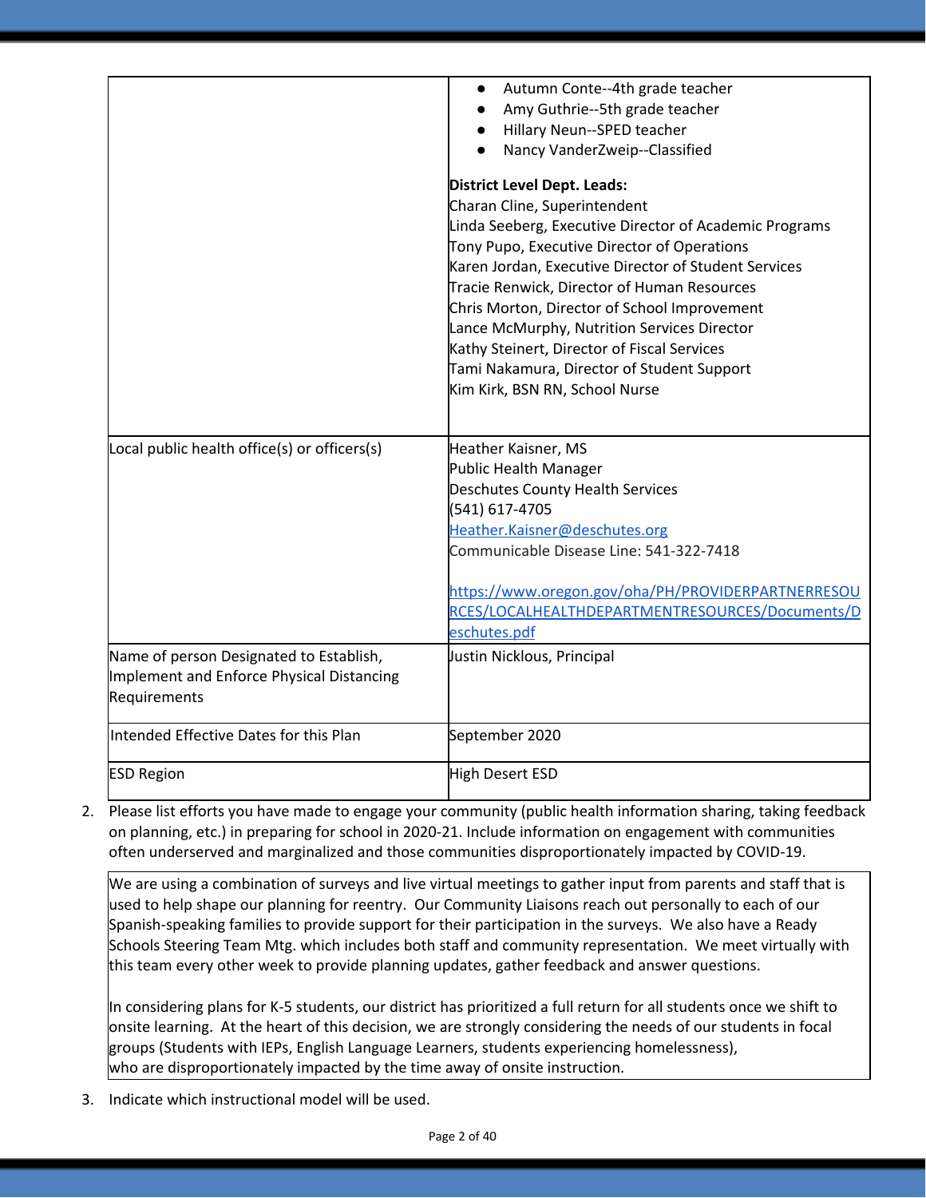| | |
|---|---|
| | <ul><li>Autumn Conte--4th grade teacher</li><li>Amy Guthrie--5th grade teacher</li><li>Hillary Neun--SPED teacher</li><li>Nancy VanderZweip--Classified</li></ul>**District Level Dept. Leads:**<br>Charan Cline, Superintendent<br>Linda Seeberg, Executive Director of Academic Programs<br>Tony Pupo, Executive Director of Operations<br>Karen Jordan, Executive Director of Student Services<br>Tracie Renwick, Director of Human Resources<br>Chris Morton, Director of School Improvement<br>Lance McMurphy, Nutrition Services Director<br>Kathy Steinert, Director of Fiscal Services<br>Tami Nakamura, Director of Student Support<br>Kim Kirk, BSN RN, School Nurse |
| Local public health office(s) or officers(s) | Heather Kaisner, MS<br>Public Health Manager<br>Deschutes County Health Services<br>(541) 617-4705<br>Heather.Kaisner@deschutes.org<br>Communicable Disease Line: 541-322-7418<br><br>https://www.oregon.gov/oha/PH/PROVIDERPARTNERRESOURCES/LOCALHEALTHDEPARTMENTRESOURCES/Documents/Deschutes.pdf |
| Name of person Designated to Establish, Implement and Enforce Physical Distancing Requirements | Justin Nicklous, Principal |
| Intended Effective Dates for this Plan | September 2020 |
| ESD Region | High Desert ESD |

2. Please list efforts you have made to engage your community (public health information sharing, taking feedback on planning, etc.) in preparing for school in 2020-21. Include information on engagement with communities often underserved and marginalized and those communities disproportionately impacted by COVID-19.

We are using a combination of surveys and live virtual meetings to gather input from parents and staff that is used to help shape our planning for reentry. Our Community Liaisons reach out personally to each of our Spanish-speaking families to provide support for their participation in the surveys. We also have a Ready Schools Steering Team Mtg. which includes both staff and community representation. We meet virtually with this team every other week to provide planning updates, gather feedback and answer questions.

In considering plans for K-5 students, our district has prioritized a full return for all students once we shift to onsite learning. At the heart of this decision, we are strongly considering the needs of our students in focal groups (Students with IEPs, English Language Learners, students experiencing homelessness), who are disproportionately impacted by the time away of onsite instruction.

3. Indicate which instructional model will be used.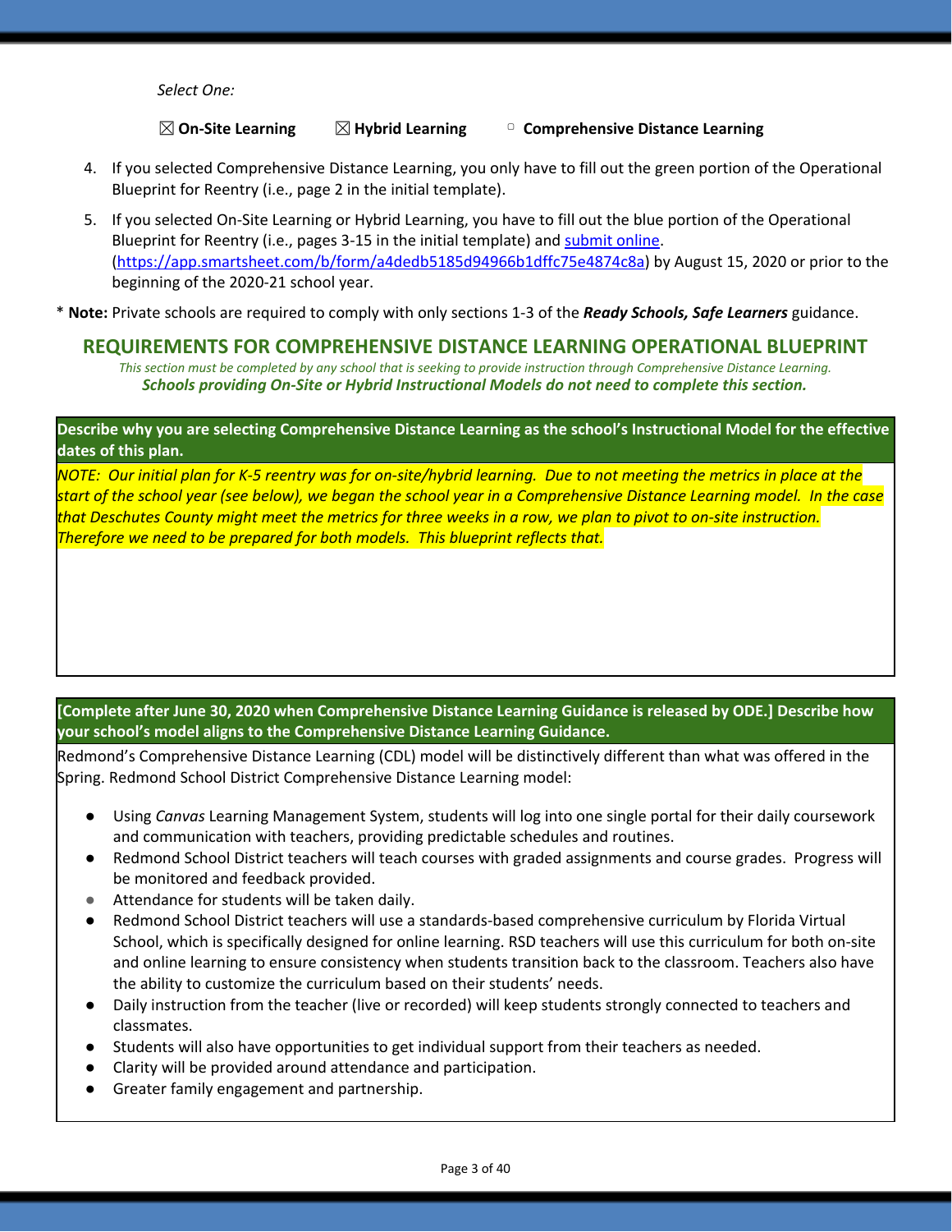*Select One:*

☒ **On-Site Learning** ☒ **Hybrid Learning** ▢ **Comprehensive Distance Learning**

4. If you selected Comprehensive Distance Learning, you only have to fill out the green portion of the Operational Blueprint for Reentry (i.e., page 2 in the initial template).
5. If you selected On-Site Learning or Hybrid Learning, you have to fill out the blue portion of the Operational Blueprint for Reentry (i.e., pages 3-15 in the initial template) and [submit online](https://app.smartsheet.com/b/form/a4dedb5185d94966b1dffc75e4874c8a). (https://app.smartsheet.com/b/form/a4dedb5185d94966b1dffc75e4874c8a) by August 15, 2020 or prior to the beginning of the 2020-21 school year.

* **Note:** Private schools are required to comply with only sections 1-3 of the ***Ready Schools, Safe Learners*** guidance.

## REQUIREMENTS FOR COMPREHENSIVE DISTANCE LEARNING OPERATIONAL BLUEPRINT

*This section must be completed by any school that is seeking to provide instruction through Comprehensive Distance Learning.*
***Schools providing On-Site or Hybrid Instructional Models do not need to complete this section.***

**Describe why you are selecting Comprehensive Distance Learning as the school's Instructional Model for the effective dates of this plan.**

*NOTE: Our initial plan for K-5 reentry was for on-site/hybrid learning. Due to not meeting the metrics in place at the start of the school year (see below), we began the school year in a Comprehensive Distance Learning model. In the case that Deschutes County might meet the metrics for three weeks in a row, we plan to pivot to on-site instruction. Therefore we need to be prepared for both models. This blueprint reflects that.*

**[Complete after June 30, 2020 when Comprehensive Distance Learning Guidance is released by ODE.] Describe how your school's model aligns to the Comprehensive Distance Learning Guidance.**

Redmond's Comprehensive Distance Learning (CDL) model will be distinctively different than what was offered in the Spring. Redmond School District Comprehensive Distance Learning model:

- Using *Canvas* Learning Management System, students will log into one single portal for their daily coursework and communication with teachers, providing predictable schedules and routines.
- Redmond School District teachers will teach courses with graded assignments and course grades. Progress will be monitored and feedback provided.
- Attendance for students will be taken daily.
- Redmond School District teachers will use a standards-based comprehensive curriculum by Florida Virtual School, which is specifically designed for online learning. RSD teachers will use this curriculum for both on-site and online learning to ensure consistency when students transition back to the classroom. Teachers also have the ability to customize the curriculum based on their students' needs.
- Daily instruction from the teacher (live or recorded) will keep students strongly connected to teachers and classmates.
- Students will also have opportunities to get individual support from their teachers as needed.
- Clarity will be provided around attendance and participation.
- Greater family engagement and partnership.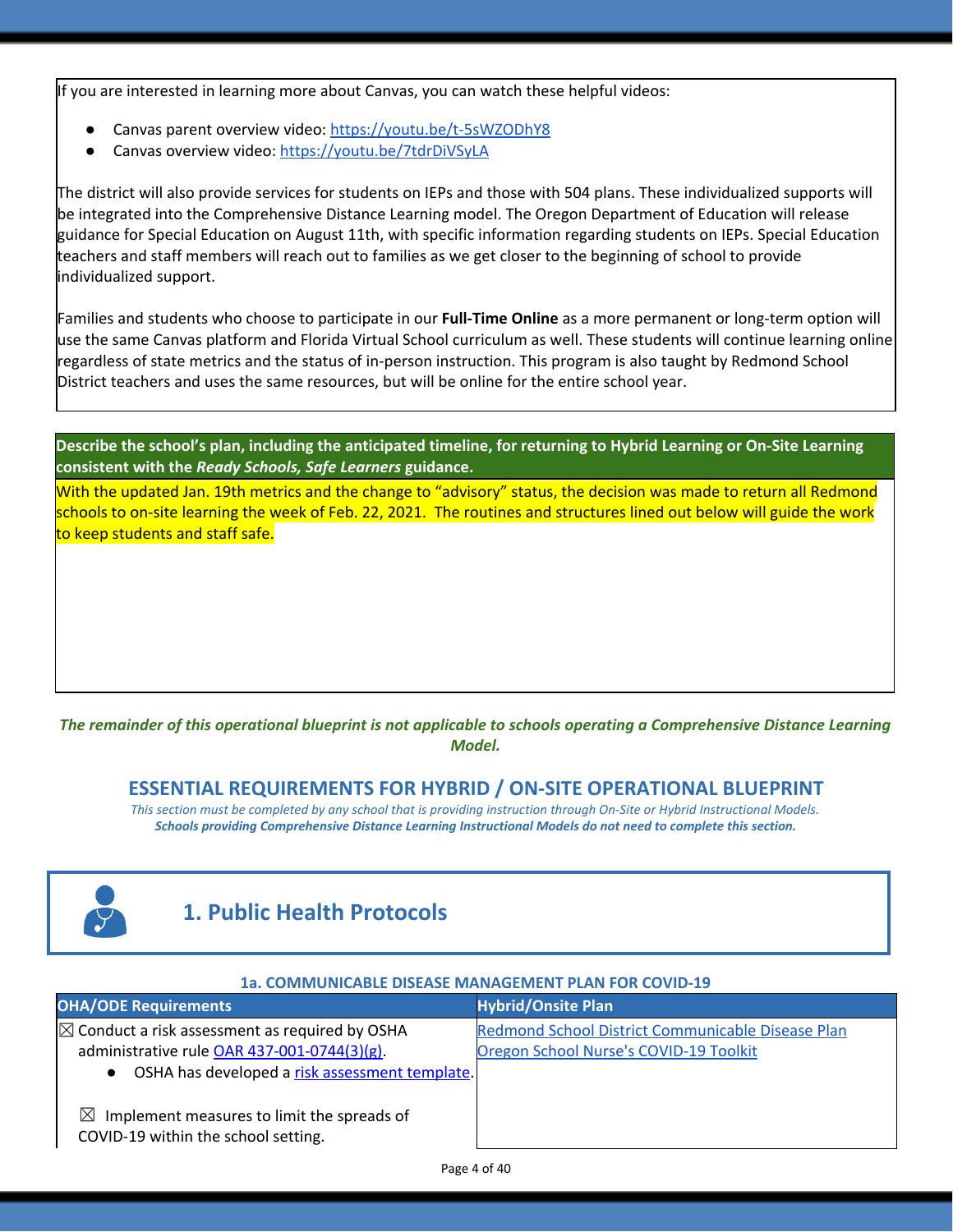If you are interested in learning more about Canvas, you can watch these helpful videos:

- Canvas parent overview video: [https://youtu.be/t-5sWZODhY8](https://youtu.be/t-5sWZODhY8)
- Canvas overview video: [https://youtu.be/7tdrDiVSyLA](https://youtu.be/7tdrDiVSyLA)

The district will also provide services for students on IEPs and those with 504 plans. These individualized supports will be integrated into the Comprehensive Distance Learning model. The Oregon Department of Education will release guidance for Special Education on August 11th, with specific information regarding students on IEPs. Special Education teachers and staff members will reach out to families as we get closer to the beginning of school to provide individualized support.

Families and students who choose to participate in our **Full-Time Online** as a more permanent or long-term option will use the same Canvas platform and Florida Virtual School curriculum as well. These students will continue learning online regardless of state metrics and the status of in-person instruction. This program is also taught by Redmond School District teachers and uses the same resources, but will be online for the entire school year.

**Describe the school's plan, including the anticipated timeline, for returning to Hybrid Learning or On-Site Learning consistent with the *Ready Schools, Safe Learners* guidance.**

With the updated Jan. 19th metrics and the change to "advisory" status, the decision was made to return all Redmond schools to on-site learning the week of Feb. 22, 2021. The routines and structures lined out below will guide the work to keep students and staff safe.

***The remainder of this operational blueprint is not applicable to schools operating a Comprehensive Distance Learning Model.***

## ESSENTIAL REQUIREMENTS FOR HYBRID / ON-SITE OPERATIONAL BLUEPRINT

*This section must be completed by any school that is providing instruction through On-Site or Hybrid Instructional Models.*
***Schools providing Comprehensive Distance Learning Instructional Models do not need to complete this section.***

## 1. Public Health Protocols

### 1a. COMMUNICABLE DISEASE MANAGEMENT PLAN FOR COVID-19

| OHA/ODE Requirements | Hybrid/Onsite Plan |
|---|---|
| ☒ Conduct a risk assessment as required by OSHA administrative rule [OAR 437-001-0744(3)(g)].<br>• OSHA has developed a [risk assessment template].<br><br>☒ Implement measures to limit the spreads of COVID-19 within the school setting. | [Redmond School District Communicable Disease Plan]<br>[Oregon School Nurse's COVID-19 Toolkit] |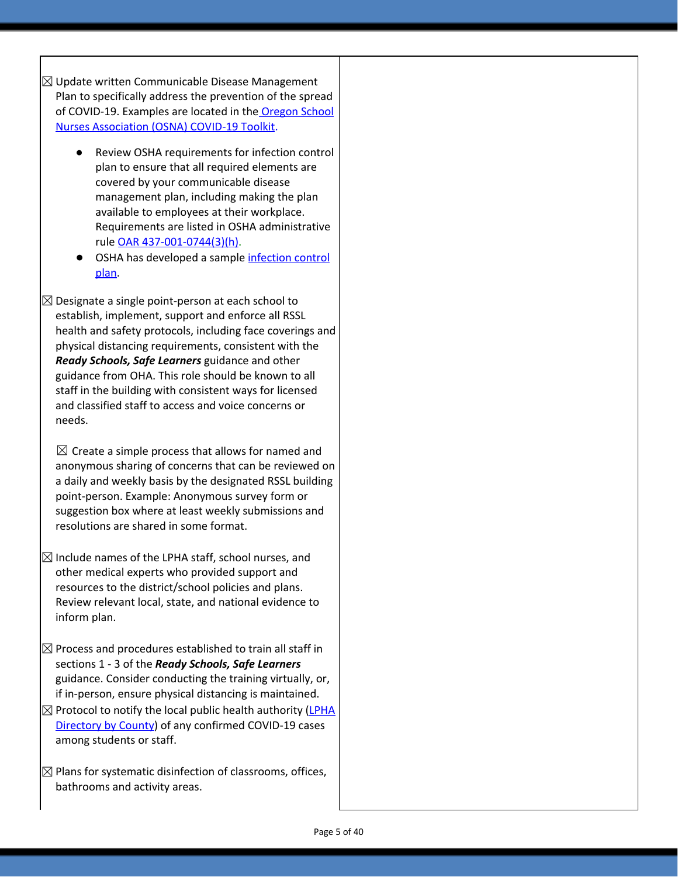| | |
|---|---|
| ☒ Update written Communicable Disease Management Plan to specifically address the prevention of the spread of COVID-19. Examples are located in the [Oregon School Nurses Association (OSNA) COVID-19 Toolkit](). <br><br> ● Review OSHA requirements for infection control plan to ensure that all required elements are covered by your communicable disease management plan, including making the plan available to employees at their workplace. Requirements are listed in OSHA administrative rule [OAR 437-001-0744(3)(h)](). <br> ● OSHA has developed a sample [infection control plan](). <br><br> ☒ Designate a single point-person at each school to establish, implement, support and enforce all RSSL health and safety protocols, including face coverings and physical distancing requirements, consistent with the ***Ready Schools, Safe Learners*** guidance and other guidance from OHA. This role should be known to all staff in the building with consistent ways for licensed and classified staff to access and voice concerns or needs. <br><br> ☒ Create a simple process that allows for named and anonymous sharing of concerns that can be reviewed on a daily and weekly basis by the designated RSSL building point-person. Example: Anonymous survey form or suggestion box where at least weekly submissions and resolutions are shared in some format. <br><br> ☒ Include names of the LPHA staff, school nurses, and other medical experts who provided support and resources to the district/school policies and plans. Review relevant local, state, and national evidence to inform plan. <br><br> ☒ Process and procedures established to train all staff in sections 1 - 3 of the ***Ready Schools, Safe Learners*** guidance. Consider conducting the training virtually, or, if in-person, ensure physical distancing is maintained. <br> ☒ Protocol to notify the local public health authority ([LPHA Directory by County]()) of any confirmed COVID-19 cases among students or staff. <br><br> ☒ Plans for systematic disinfection of classrooms, offices, bathrooms and activity areas. | |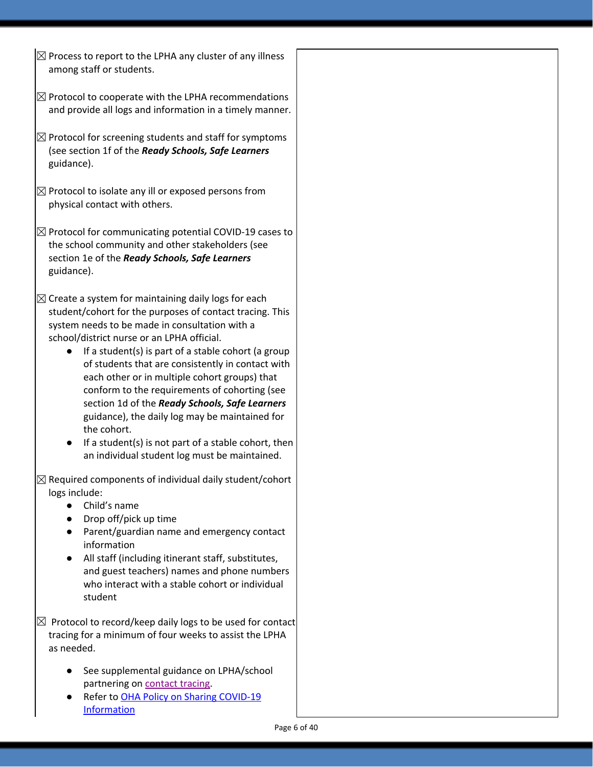☒ Process to report to the LPHA any cluster of any illness among staff or students.

☒ Protocol to cooperate with the LPHA recommendations and provide all logs and information in a timely manner.

☒ Protocol for screening students and staff for symptoms (see section 1f of the ***Ready Schools, Safe Learners*** guidance).

☒ Protocol to isolate any ill or exposed persons from physical contact with others.

☒ Protocol for communicating potential COVID-19 cases to the school community and other stakeholders (see section 1e of the ***Ready Schools, Safe Learners*** guidance).

☒ Create a system for maintaining daily logs for each student/cohort for the purposes of contact tracing. This system needs to be made in consultation with a school/district nurse or an LPHA official.

- If a student(s) is part of a stable cohort (a group of students that are consistently in contact with each other or in multiple cohort groups) that conform to the requirements of cohorting (see section 1d of the ***Ready Schools, Safe Learners*** guidance), the daily log may be maintained for the cohort.
- If a student(s) is not part of a stable cohort, then an individual student log must be maintained.

☒ Required components of individual daily student/cohort logs include:

- Child's name
- Drop off/pick up time
- Parent/guardian name and emergency contact information
- All staff (including itinerant staff, substitutes, and guest teachers) names and phone numbers who interact with a stable cohort or individual student

☒ Protocol to record/keep daily logs to be used for contact tracing for a minimum of four weeks to assist the LPHA as needed.

- See supplemental guidance on LPHA/school partnering on contact tracing.
- Refer to OHA Policy on Sharing COVID-19 Information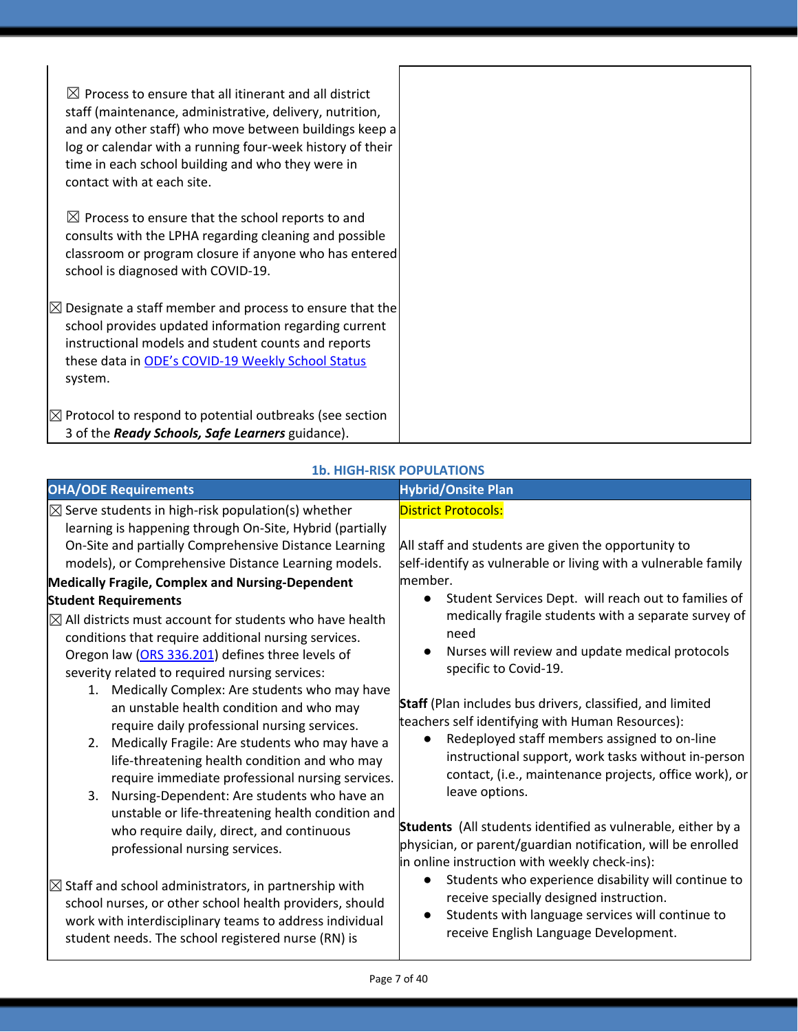| | |
|---|---|
| ☒ Process to ensure that all itinerant and all district staff (maintenance, administrative, delivery, nutrition, and any other staff) who move between buildings keep a log or calendar with a running four-week history of their time in each school building and who they were in contact with at each site.<br><br>☒ Process to ensure that the school reports to and consults with the LPHA regarding cleaning and possible classroom or program closure if anyone who has entered school is diagnosed with COVID-19.<br><br>☒ Designate a staff member and process to ensure that the school provides updated information regarding current instructional models and student counts and reports these data in ODE's COVID-19 Weekly School Status system.<br><br>☒ Protocol to respond to potential outbreaks (see section 3 of the ***Ready Schools, Safe Learners*** guidance). | |

### 1b. HIGH-RISK POPULATIONS

| OHA/ODE Requirements | Hybrid/Onsite Plan |
|---|---|
| ☒ Serve students in high-risk population(s) whether learning is happening through On-Site, Hybrid (partially On-Site and partially Comprehensive Distance Learning models), or Comprehensive Distance Learning models.<br>**Medically Fragile, Complex and Nursing-Dependent Student Requirements**<br>☒ All districts must account for students who have health conditions that require additional nursing services. Oregon law (ORS 336.201) defines three levels of severity related to required nursing services:<br>1. Medically Complex: Are students who may have an unstable health condition and who may require daily professional nursing services.<br>2. Medically Fragile: Are students who may have a life-threatening health condition and who may require immediate professional nursing services.<br>3. Nursing-Dependent: Are students who have an unstable or life-threatening health condition and who require daily, direct, and continuous professional nursing services.<br><br>☒ Staff and school administrators, in partnership with school nurses, or other school health providers, should work with interdisciplinary teams to address individual student needs. The school registered nurse (RN) is | District Protocols:<br><br>All staff and students are given the opportunity to self-identify as vulnerable or living with a vulnerable family member.<br>• Student Services Dept. will reach out to families of medically fragile students with a separate survey of need<br>• Nurses will review and update medical protocols specific to Covid-19.<br><br>**Staff** (Plan includes bus drivers, classified, and limited teachers self identifying with Human Resources):<br>• Redeployed staff members assigned to on-line instructional support, work tasks without in-person contact, (i.e., maintenance projects, office work), or leave options.<br><br>**Students** (All students identified as vulnerable, either by a physician, or parent/guardian notification, will be enrolled in online instruction with weekly check-ins):<br>• Students who experience disability will continue to receive specially designed instruction.<br>• Students with language services will continue to receive English Language Development. |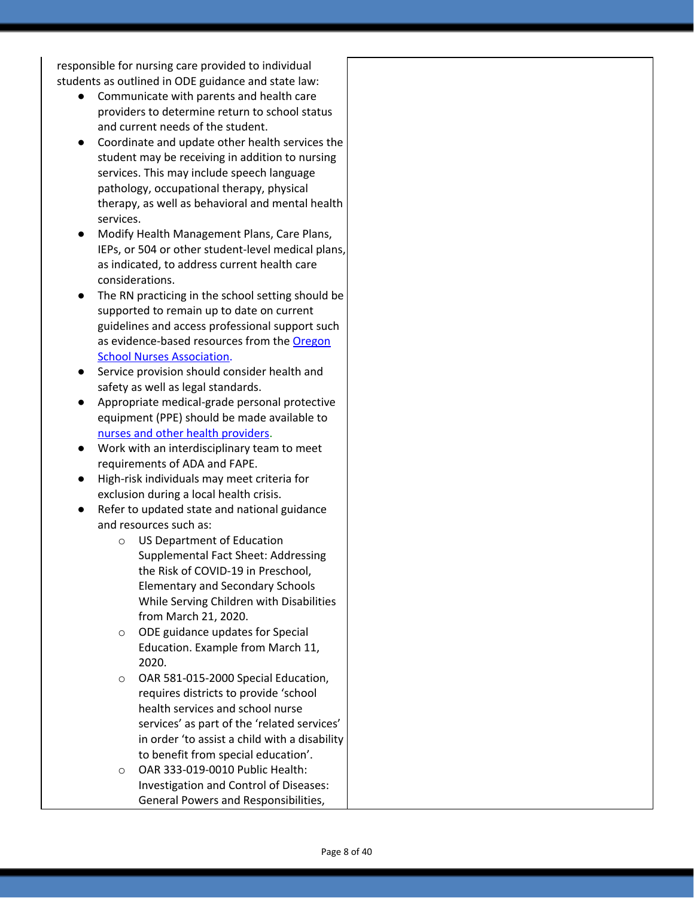| | |
|---|---|
| responsible for nursing care provided to individual students as outlined in ODE guidance and state law:<br>● Communicate with parents and health care providers to determine return to school status and current needs of the student.<br>● Coordinate and update other health services the student may be receiving in addition to nursing services. This may include speech language pathology, occupational therapy, physical therapy, as well as behavioral and mental health services.<br>● Modify Health Management Plans, Care Plans, IEPs, or 504 or other student-level medical plans, as indicated, to address current health care considerations.<br>● The RN practicing in the school setting should be supported to remain up to date on current guidelines and access professional support such as evidence-based resources from the Oregon School Nurses Association.<br>● Service provision should consider health and safety as well as legal standards.<br>● Appropriate medical-grade personal protective equipment (PPE) should be made available to nurses and other health providers.<br>● Work with an interdisciplinary team to meet requirements of ADA and FAPE.<br>● High-risk individuals may meet criteria for exclusion during a local health crisis.<br>● Refer to updated state and national guidance and resources such as:<br>○ US Department of Education Supplemental Fact Sheet: Addressing the Risk of COVID-19 in Preschool, Elementary and Secondary Schools While Serving Children with Disabilities from March 21, 2020.<br>○ ODE guidance updates for Special Education. Example from March 11, 2020.<br>○ OAR 581-015-2000 Special Education, requires districts to provide 'school health services and school nurse services' as part of the 'related services' in order 'to assist a child with a disability to benefit from special education'.<br>○ OAR 333-019-0010 Public Health: Investigation and Control of Diseases: General Powers and Responsibilities, | |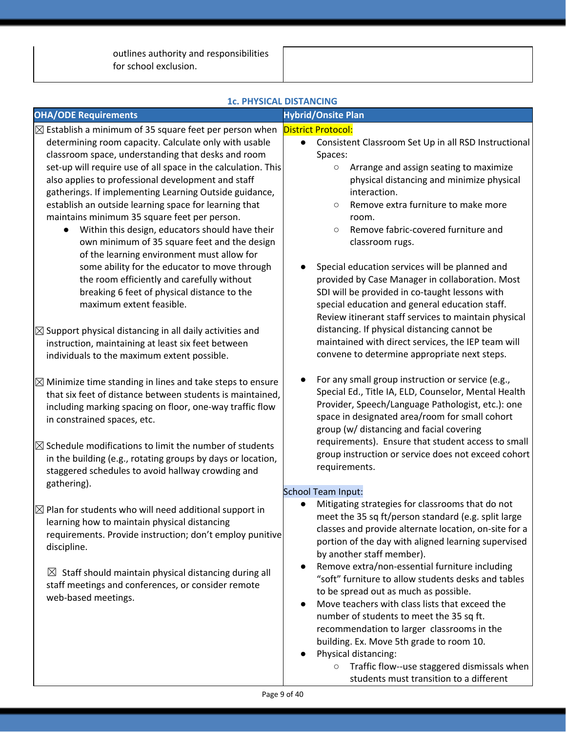| | |
|---|---|
| outlines authority and responsibilities for school exclusion. | |

### 1c. PHYSICAL DISTANCING

| OHA/ODE Requirements | Hybrid/Onsite Plan |
|---|---|
| ☒ Establish a minimum of 35 square feet per person when determining room capacity. Calculate only with usable classroom space, understanding that desks and room set-up will require use of all space in the calculation. This also applies to professional development and staff gatherings. If implementing Learning Outside guidance, establish an outside learning space for learning that maintains minimum 35 square feet per person.<br>• Within this design, educators should have their own minimum of 35 square feet and the design of the learning environment must allow for some ability for the educator to move through the room efficiently and carefully without breaking 6 feet of physical distance to the maximum extent feasible.<br><br>☒ Support physical distancing in all daily activities and instruction, maintaining at least six feet between individuals to the maximum extent possible.<br><br>☒ Minimize time standing in lines and take steps to ensure that six feet of distance between students is maintained, including marking spacing on floor, one-way traffic flow in constrained spaces, etc.<br><br>☒ Schedule modifications to limit the number of students in the building (e.g., rotating groups by days or location, staggered schedules to avoid hallway crowding and gathering).<br><br>☒ Plan for students who will need additional support in learning how to maintain physical distancing requirements. Provide instruction; don't employ punitive discipline.<br><br>☒ Staff should maintain physical distancing during all staff meetings and conferences, or consider remote web-based meetings. | District Protocol:<br>• Consistent Classroom Set Up in all RSD Instructional Spaces:<br>  ○ Arrange and assign seating to maximize physical distancing and minimize physical interaction.<br>  ○ Remove extra furniture to make more room.<br>  ○ Remove fabric-covered furniture and classroom rugs.<br><br>• Special education services will be planned and provided by Case Manager in collaboration. Most SDI will be provided in co-taught lessons with special education and general education staff. Review itinerant staff services to maintain physical distancing. If physical distancing cannot be maintained with direct services, the IEP team will convene to determine appropriate next steps.<br><br>• For any small group instruction or service (e.g., Special Ed., Title IA, ELD, Counselor, Mental Health Provider, Speech/Language Pathologist, etc.): one space in designated area/room for small cohort group (w/ distancing and facial covering requirements). Ensure that student access to small group instruction or service does not exceed cohort requirements.<br><br>School Team Input:<br>• Mitigating strategies for classrooms that do not meet the 35 sq ft/person standard (e.g. split large classes and provide alternate location, on-site for a portion of the day with aligned learning supervised by another staff member).<br>• Remove extra/non-essential furniture including "soft" furniture to allow students desks and tables to be spread out as much as possible.<br>• Move teachers with class lists that exceed the number of students to meet the 35 sq ft. recommendation to larger classrooms in the building. Ex. Move 5th grade to room 10.<br>• Physical distancing:<br>  ○ Traffic flow--use staggered dismissals when students must transition to a different |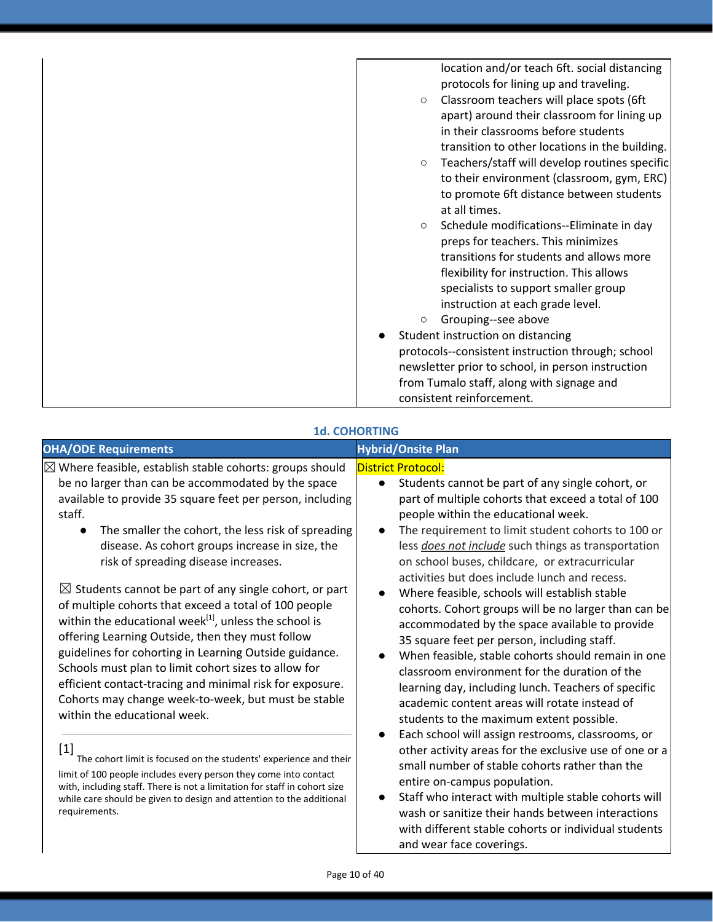| | |
|---|---|
| | location and/or teach 6ft. social distancing protocols for lining up and traveling.<br>○ Classroom teachers will place spots (6ft apart) around their classroom for lining up in their classrooms before students transition to other locations in the building.<br>○ Teachers/staff will develop routines specific to their environment (classroom, gym, ERC) to promote 6ft distance between students at all times.<br>○ Schedule modifications--Eliminate in day preps for teachers. This minimizes transitions for students and allows more flexibility for instruction. This allows specialists to support smaller group instruction at each grade level.<br>○ Grouping--see above<br>● Student instruction on distancing protocols--consistent instruction through; school newsletter prior to school, in person instruction from Tumalo staff, along with signage and consistent reinforcement. |

**1d. COHORTING**

| OHA/ODE Requirements | Hybrid/Onsite Plan |
|---|---|
| ☒ Where feasible, establish stable cohorts: groups should be no larger than can be accommodated by the space available to provide 35 square feet per person, including staff.<br>● The smaller the cohort, the less risk of spreading disease. As cohort groups increase in size, the risk of spreading disease increases.<br><br>☒ Students cannot be part of any single cohort, or part of multiple cohorts that exceed a total of 100 people within the educational week[1], unless the school is offering Learning Outside, then they must follow guidelines for cohorting in Learning Outside guidance. Schools must plan to limit cohort sizes to allow for efficient contact-tracing and minimal risk for exposure. Cohorts may change week-to-week, but must be stable within the educational week.<br><br>[1] The cohort limit is focused on the students' experience and their limit of 100 people includes every person they come into contact with, including staff. There is not a limitation for staff in cohort size while care should be given to design and attention to the additional requirements. | District Protocol:<br>● Students cannot be part of any single cohort, or part of multiple cohorts that exceed a total of 100 people within the educational week.<br>● The requirement to limit student cohorts to 100 or less *does not include* such things as transportation on school buses, childcare, or extracurricular activities but does include lunch and recess.<br>● Where feasible, schools will establish stable cohorts. Cohort groups will be no larger than can be accommodated by the space available to provide 35 square feet per person, including staff.<br>● When feasible, stable cohorts should remain in one classroom environment for the duration of the learning day, including lunch. Teachers of specific academic content areas will rotate instead of students to the maximum extent possible.<br>● Each school will assign restrooms, classrooms, or other activity areas for the exclusive use of one or a small number of stable cohorts rather than the entire on-campus population.<br>● Staff who interact with multiple stable cohorts will wash or sanitize their hands between interactions with different stable cohorts or individual students and wear face coverings. |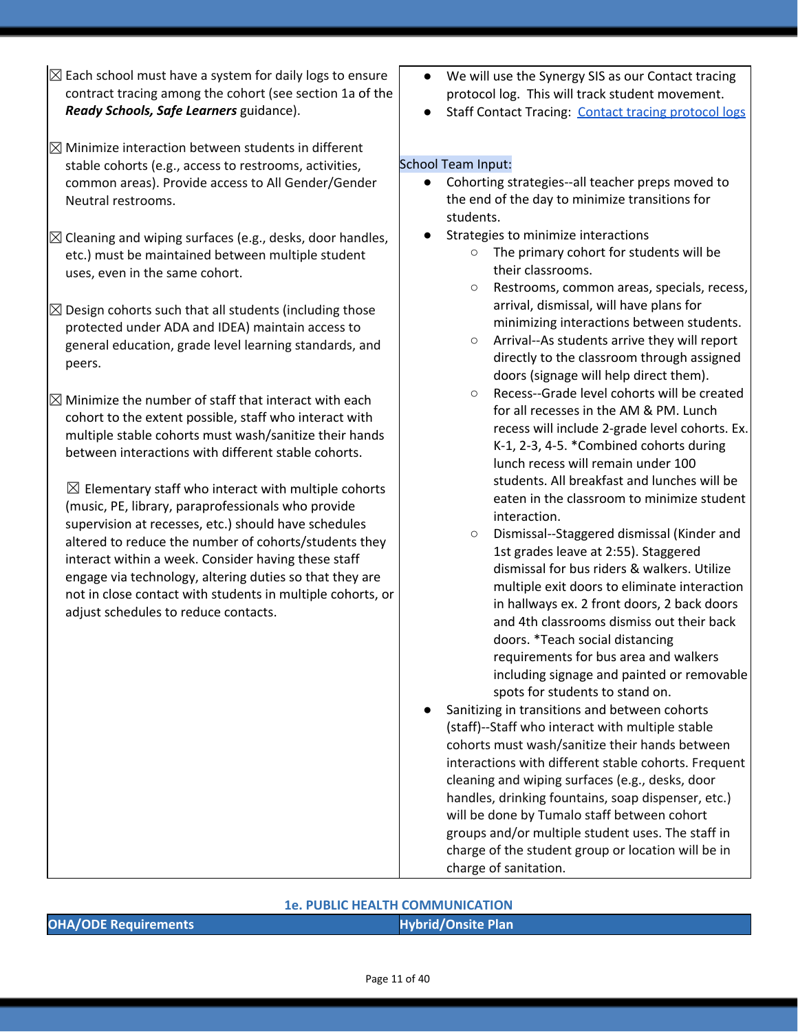| | |
|---|---|
| ☒ Each school must have a system for daily logs to ensure contract tracing among the cohort (see section 1a of the ***Ready Schools, Safe Learners*** guidance).<br><br>☒ Minimize interaction between students in different stable cohorts (e.g., access to restrooms, activities, common areas). Provide access to All Gender/Gender Neutral restrooms.<br><br>☒ Cleaning and wiping surfaces (e.g., desks, door handles, etc.) must be maintained between multiple student uses, even in the same cohort.<br><br>☒ Design cohorts such that all students (including those protected under ADA and IDEA) maintain access to general education, grade level learning standards, and peers.<br><br>☒ Minimize the number of staff that interact with each cohort to the extent possible, staff who interact with multiple stable cohorts must wash/sanitize their hands between interactions with different stable cohorts.<br><br>☒ Elementary staff who interact with multiple cohorts (music, PE, library, paraprofessionals who provide supervision at recesses, etc.) should have schedules altered to reduce the number of cohorts/students they interact within a week. Consider having these staff engage via technology, altering duties so that they are not in close contact with students in multiple cohorts, or adjust schedules to reduce contacts. | • We will use the Synergy SIS as our Contact tracing protocol log. This will track student movement.<br>• Staff Contact Tracing: [Contact tracing protocol logs]<br><br>School Team Input:<br>• Cohorting strategies--all teacher preps moved to the end of the day to minimize transitions for students.<br>• Strategies to minimize interactions<br>&nbsp;&nbsp;○ The primary cohort for students will be their classrooms.<br>&nbsp;&nbsp;○ Restrooms, common areas, specials, recess, arrival, dismissal, will have plans for minimizing interactions between students.<br>&nbsp;&nbsp;○ Arrival--As students arrive they will report directly to the classroom through assigned doors (signage will help direct them).<br>&nbsp;&nbsp;○ Recess--Grade level cohorts will be created for all recesses in the AM & PM. Lunch recess will include 2-grade level cohorts. Ex. K-1, 2-3, 4-5. *Combined cohorts during lunch recess will remain under 100 students. All breakfast and lunches will be eaten in the classroom to minimize student interaction.<br>&nbsp;&nbsp;○ Dismissal--Staggered dismissal (Kinder and 1st grades leave at 2:55). Staggered dismissal for bus riders & walkers. Utilize multiple exit doors to eliminate interaction in hallways ex. 2 front doors, 2 back doors and 4th classrooms dismiss out their back doors. *Teach social distancing requirements for bus area and walkers including signage and painted or removable spots for students to stand on.<br>• Sanitizing in transitions and between cohorts (staff)--Staff who interact with multiple stable cohorts must wash/sanitize their hands between interactions with different stable cohorts. Frequent cleaning and wiping surfaces (e.g., desks, door handles, drinking fountains, soap dispenser, etc.) will be done by Tumalo staff between cohort groups and/or multiple student uses. The staff in charge of the student group or location will be in charge of sanitation. |

## 1e. PUBLIC HEALTH COMMUNICATION

| OHA/ODE Requirements | Hybrid/Onsite Plan |
|---|---|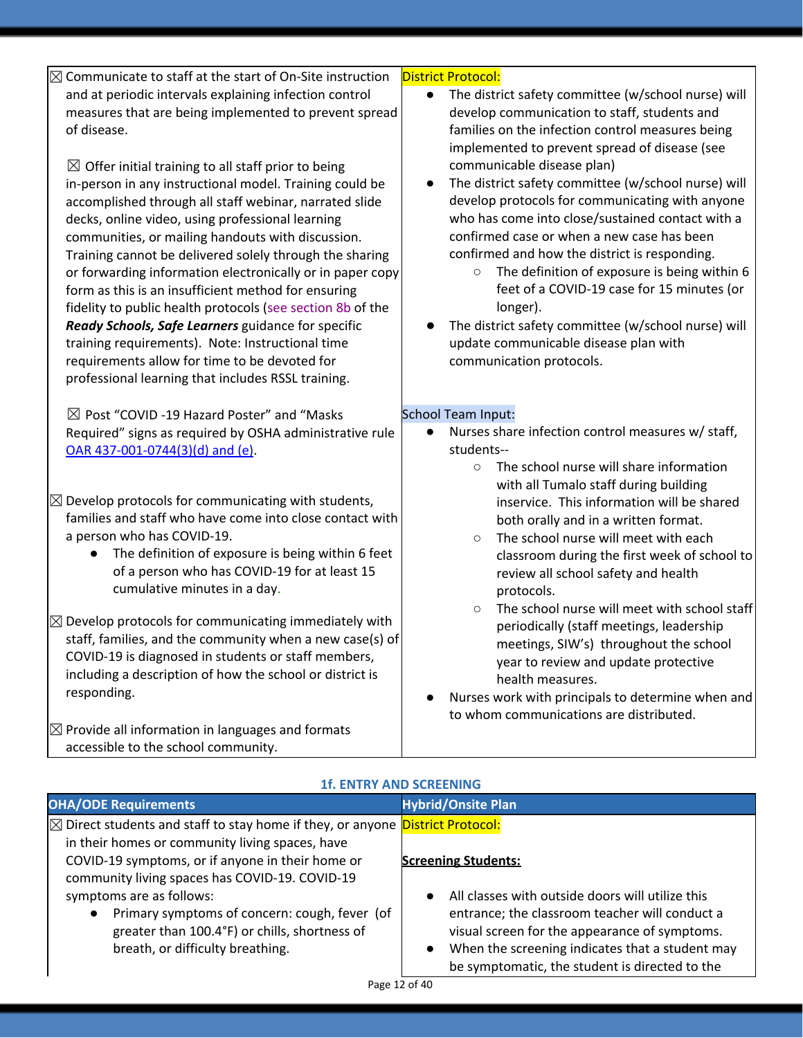| | |
|---|---|
| ☒ Communicate to staff at the start of On-Site instruction and at periodic intervals explaining infection control measures that are being implemented to prevent spread of disease.<br><br>☒ Offer initial training to all staff prior to being in-person in any instructional model. Training could be accomplished through all staff webinar, narrated slide decks, online video, using professional learning communities, or mailing handouts with discussion. Training cannot be delivered solely through the sharing or forwarding information electronically or in paper copy form as this is an insufficient method for ensuring fidelity to public health protocols (see section 8b of the ***Ready Schools, Safe Learners*** guidance for specific training requirements). Note: Instructional time requirements allow for time to be devoted for professional learning that includes RSSL training.<br><br>☒ Post "COVID -19 Hazard Poster" and "Masks Required" signs as required by OSHA administrative rule [OAR 437-001-0744(3)(d) and (e)](OAR 437-001-0744(3)(d) and (e)).<br><br>☒ Develop protocols for communicating with students, families and staff who have come into close contact with a person who has COVID-19.<br>● The definition of exposure is being within 6 feet of a person who has COVID-19 for at least 15 cumulative minutes in a day.<br><br>☒ Develop protocols for communicating immediately with staff, families, and the community when a new case(s) of COVID-19 is diagnosed in students or staff members, including a description of how the school or district is responding.<br><br>☒ Provide all information in languages and formats accessible to the school community. | District Protocol:<br>● The district safety committee (w/school nurse) will develop communication to staff, students and families on the infection control measures being implemented to prevent spread of disease (see communicable disease plan)<br>● The district safety committee (w/school nurse) will develop protocols for communicating with anyone who has come into close/sustained contact with a confirmed case or when a new case has been confirmed and how the district is responding.<br>○ The definition of exposure is being within 6 feet of a COVID-19 case for 15 minutes (or longer).<br>● The district safety committee (w/school nurse) will update communicable disease plan with communication protocols.<br><br>School Team Input:<br>● Nurses share infection control measures w/ staff, students--<br>○ The school nurse will share information with all Tumalo staff during building inservice. This information will be shared both orally and in a written format.<br>○ The school nurse will meet with each classroom during the first week of school to review all school safety and health protocols.<br>○ The school nurse will meet with school staff periodically (staff meetings, leadership meetings, SIW's) throughout the school year to review and update protective health measures.<br>● Nurses work with principals to determine when and to whom communications are distributed. |

### 1f. ENTRY AND SCREENING

| OHA/ODE Requirements | Hybrid/Onsite Plan |
|---|---|
| ☒ Direct students and staff to stay home if they, or anyone in their homes or community living spaces, have COVID-19 symptoms, or if anyone in their home or community living spaces has COVID-19. COVID-19 symptoms are as follows:<br>● Primary symptoms of concern: cough, fever (of greater than 100.4°F) or chills, shortness of breath, or difficulty breathing. | District Protocol:<br><br>**Screening Students:**<br><br>● All classes with outside doors will utilize this entrance; the classroom teacher will conduct a visual screen for the appearance of symptoms.<br>● When the screening indicates that a student may be symptomatic, the student is directed to the |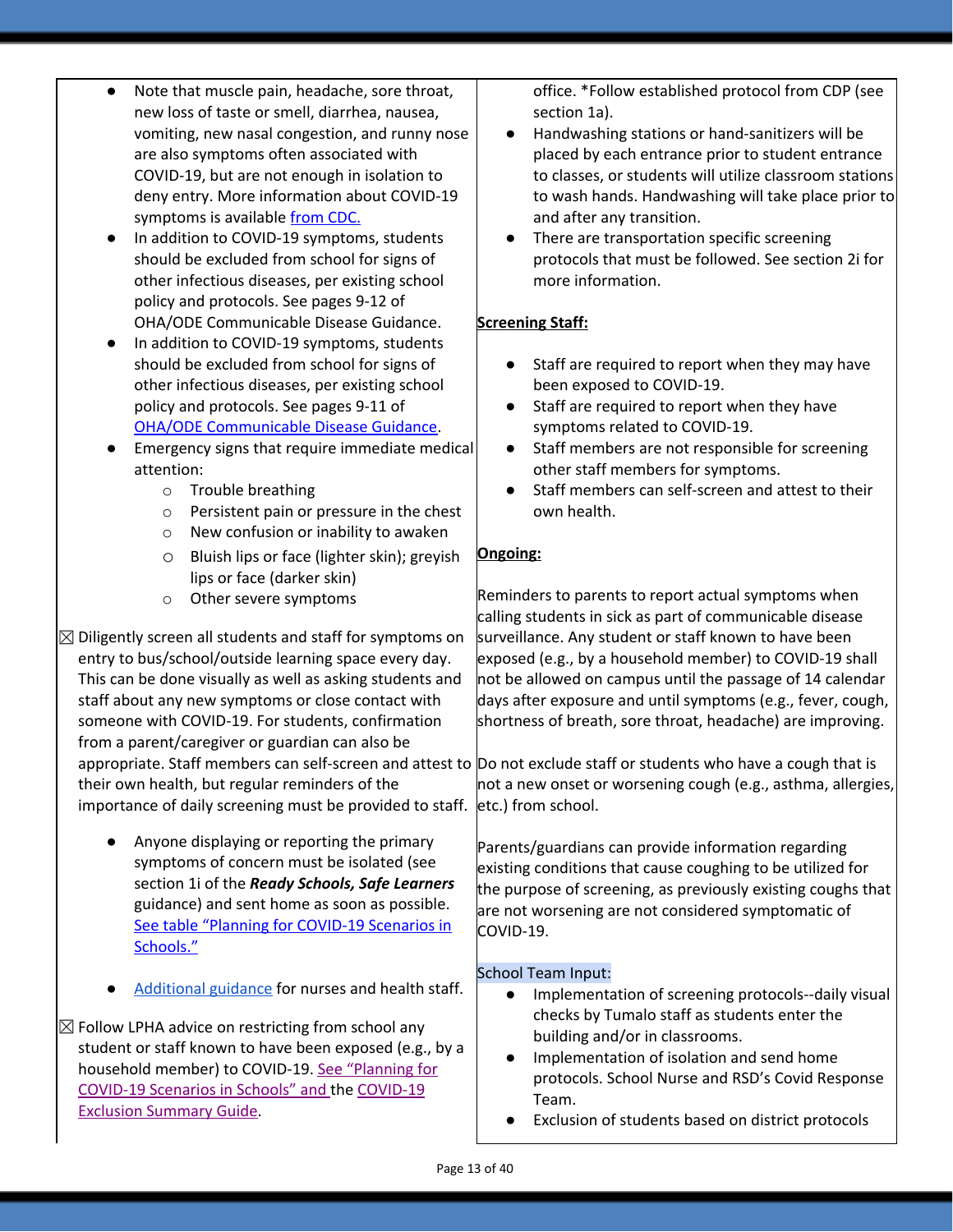| | |
|---|---|
| <ul><li>Note that muscle pain, headache, sore throat, new loss of taste or smell, diarrhea, nausea, vomiting, new nasal congestion, and runny nose are also symptoms often associated with COVID-19, but are not enough in isolation to deny entry. More information about COVID-19 symptoms is available from CDC.</li><li>In addition to COVID-19 symptoms, students should be excluded from school for signs of other infectious diseases, per existing school policy and protocols. See pages 9-12 of OHA/ODE Communicable Disease Guidance.</li><li>In addition to COVID-19 symptoms, students should be excluded from school for signs of other infectious diseases, per existing school policy and protocols. See pages 9-11 of OHA/ODE Communicable Disease Guidance.</li><li>Emergency signs that require immediate medical attention:<ul><li>Trouble breathing</li><li>Persistent pain or pressure in the chest</li><li>New confusion or inability to awaken</li><li>Bluish lips or face (lighter skin); greyish lips or face (darker skin)</li><li>Other severe symptoms</li></ul></li></ul>☒ Diligently screen all students and staff for symptoms on entry to bus/school/outside learning space every day. This can be done visually as well as asking students and staff about any new symptoms or close contact with someone with COVID-19. For students, confirmation from a parent/caregiver or guardian can also be appropriate. Staff members can self-screen and attest to their own health, but regular reminders of the importance of daily screening must be provided to staff.<ul><li>Anyone displaying or reporting the primary symptoms of concern must be isolated (see section 1i of the ***Ready Schools, Safe Learners*** guidance) and sent home as soon as possible. See table "Planning for COVID-19 Scenarios in Schools."</li><li>Additional guidance for nurses and health staff.</li></ul>☒ Follow LPHA advice on restricting from school any student or staff known to have been exposed (e.g., by a household member) to COVID-19. See "Planning for COVID-19 Scenarios in Schools" and the COVID-19 Exclusion Summary Guide. | office. *Follow established protocol from CDP (see section 1a).<ul><li>Handwashing stations or hand-sanitizers will be placed by each entrance prior to student entrance to classes, or students will utilize classroom stations to wash hands. Handwashing will take place prior to and after any transition.</li><li>There are transportation specific screening protocols that must be followed. See section 2i for more information.</li></ul>**<u>Screening Staff:</u>**<ul><li>Staff are required to report when they may have been exposed to COVID-19.</li><li>Staff are required to report when they have symptoms related to COVID-19.</li><li>Staff members are not responsible for screening other staff members for symptoms.</li><li>Staff members can self-screen and attest to their own health.</li></ul>**<u>Ongoing:</u>**<br><br>Reminders to parents to report actual symptoms when calling students in sick as part of communicable disease surveillance. Any student or staff known to have been exposed (e.g., by a household member) to COVID-19 shall not be allowed on campus until the passage of 14 calendar days after exposure and until symptoms (e.g., fever, cough, shortness of breath, sore throat, headache) are improving.<br><br>Do not exclude staff or students who have a cough that is not a new onset or worsening cough (e.g., asthma, allergies, etc.) from school.<br><br>Parents/guardians can provide information regarding existing conditions that cause coughing to be utilized for the purpose of screening, as previously existing coughs that are not worsening are not considered symptomatic of COVID-19.<br><br>School Team Input:<ul><li>Implementation of screening protocols--daily visual checks by Tumalo staff as students enter the building and/or in classrooms.</li><li>Implementation of isolation and send home protocols. School Nurse and RSD's Covid Response Team.</li><li>Exclusion of students based on district protocols</li></ul> |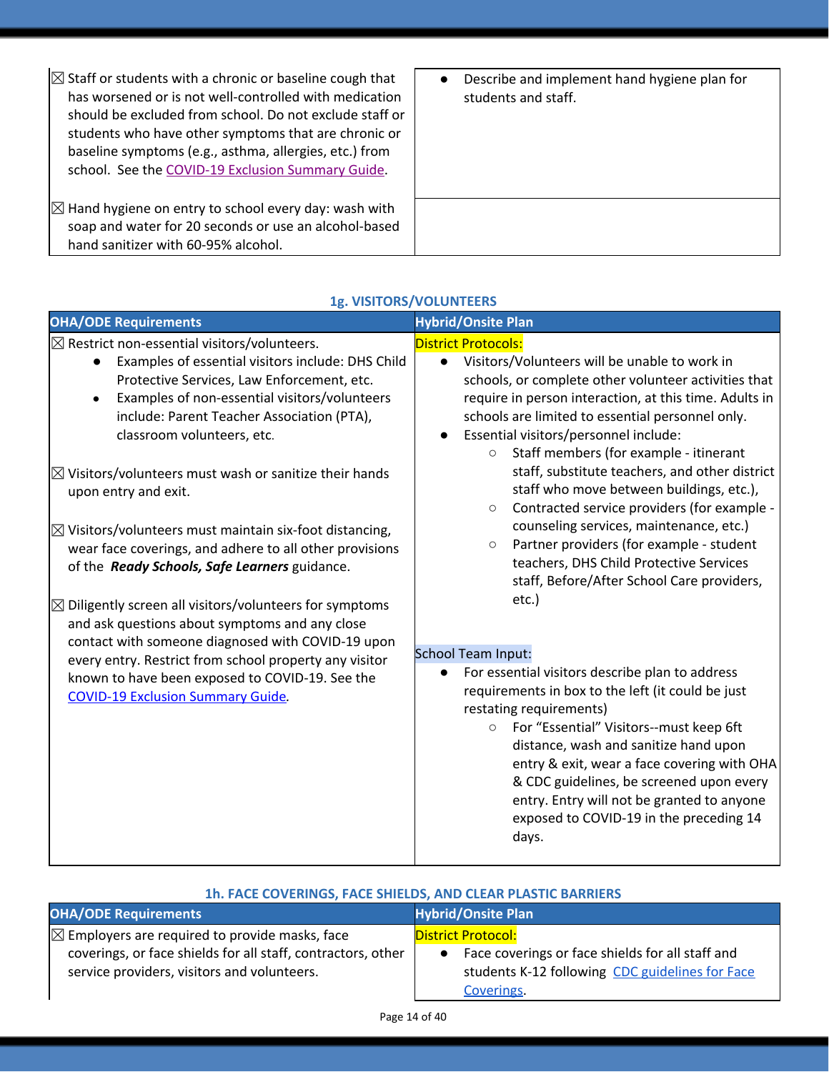| | |
|---|---|
| ☒ Staff or students with a chronic or baseline cough that has worsened or is not well-controlled with medication should be excluded from school. Do not exclude staff or students who have other symptoms that are chronic or baseline symptoms (e.g., asthma, allergies, etc.) from school. See the COVID-19 Exclusion Summary Guide. | • Describe and implement hand hygiene plan for students and staff. |
| ☒ Hand hygiene on entry to school every day: wash with soap and water for 20 seconds or use an alcohol-based hand sanitizer with 60-95% alcohol. | |

### 1g. VISITORS/VOLUNTEERS

| OHA/ODE Requirements | Hybrid/Onsite Plan |
|---|---|
| ☒ Restrict non-essential visitors/volunteers.<br>• Examples of essential visitors include: DHS Child Protective Services, Law Enforcement, etc.<br>• Examples of non-essential visitors/volunteers include: Parent Teacher Association (PTA), classroom volunteers, etc.<br><br>☒ Visitors/volunteers must wash or sanitize their hands upon entry and exit.<br><br>☒ Visitors/volunteers must maintain six-foot distancing, wear face coverings, and adhere to all other provisions of the ***Ready Schools, Safe Learners*** guidance.<br><br>☒ Diligently screen all visitors/volunteers for symptoms and ask questions about symptoms and any close contact with someone diagnosed with COVID-19 upon every entry. Restrict from school property any visitor known to have been exposed to COVID-19. See the COVID-19 Exclusion Summary Guide. | District Protocols:<br>• Visitors/Volunteers will be unable to work in schools, or complete other volunteer activities that require in person interaction, at this time. Adults in schools are limited to essential personnel only.<br>• Essential visitors/personnel include:<br>  ○ Staff members (for example - itinerant staff, substitute teachers, and other district staff who move between buildings, etc.),<br>  ○ Contracted service providers (for example - counseling services, maintenance, etc.)<br>  ○ Partner providers (for example - student teachers, DHS Child Protective Services staff, Before/After School Care providers, etc.)<br><br>School Team Input:<br>• For essential visitors describe plan to address requirements in box to the left (it could be just restating requirements)<br>  ○ For "Essential" Visitors--must keep 6ft distance, wash and sanitize hand upon entry & exit, wear a face covering with OHA & CDC guidelines, be screened upon every entry. Entry will not be granted to anyone exposed to COVID-19 in the preceding 14 days. |

### 1h. FACE COVERINGS, FACE SHIELDS, AND CLEAR PLASTIC BARRIERS

| OHA/ODE Requirements | Hybrid/Onsite Plan |
|---|---|
| ☒ Employers are required to provide masks, face coverings, or face shields for all staff, contractors, other service providers, visitors and volunteers. | District Protocol:<br>• Face coverings or face shields for all staff and students K-12 following CDC guidelines for Face Coverings. |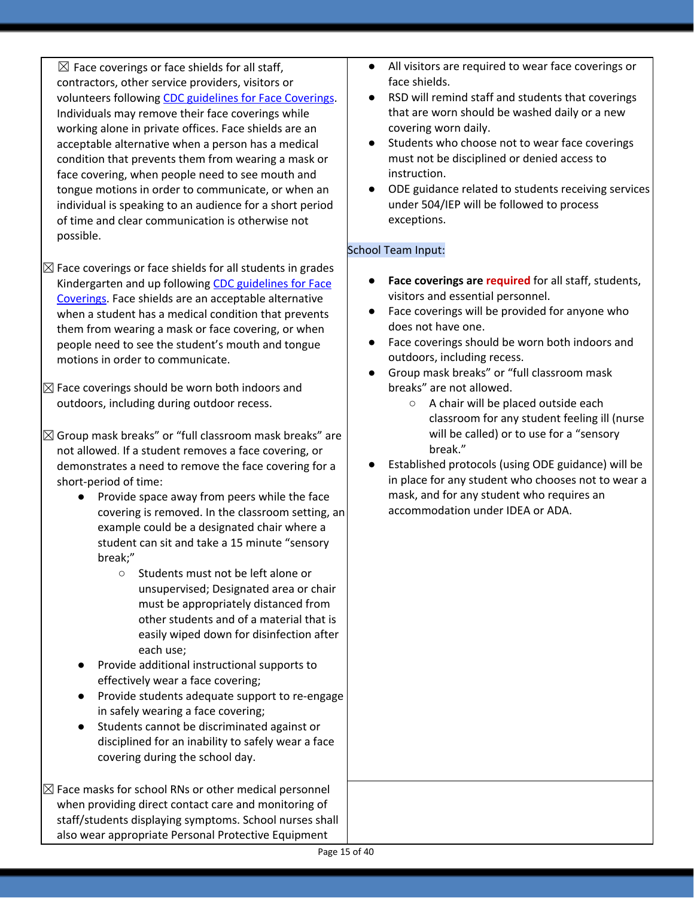| | |
|---|---|
| ☒ Face coverings or face shields for all staff, contractors, other service providers, visitors or volunteers following [CDC guidelines for Face Coverings](). Individuals may remove their face coverings while working alone in private offices. Face shields are an acceptable alternative when a person has a medical condition that prevents them from wearing a mask or face covering, when people need to see mouth and tongue motions in order to communicate, or when an individual is speaking to an audience for a short period of time and clear communication is otherwise not possible.<br><br>☒ Face coverings or face shields for all students in grades Kindergarten and up following [CDC guidelines for Face Coverings](). Face shields are an acceptable alternative when a student has a medical condition that prevents them from wearing a mask or face covering, or when people need to see the student's mouth and tongue motions in order to communicate.<br><br>☒ Face coverings should be worn both indoors and outdoors, including during outdoor recess.<br><br>☒ Group mask breaks" or "full classroom mask breaks" are not allowed. If a student removes a face covering, or demonstrates a need to remove the face covering for a short-period of time:<br>• Provide space away from peers while the face covering is removed. In the classroom setting, an example could be a designated chair where a student can sit and take a 15 minute "sensory break;"<br>  ○ Students must not be left alone or unsupervised; Designated area or chair must be appropriately distanced from other students and of a material that is easily wiped down for disinfection after each use;<br>• Provide additional instructional supports to effectively wear a face covering;<br>• Provide students adequate support to re-engage in safely wearing a face covering;<br>• Students cannot be discriminated against or disciplined for an inability to safely wear a face covering during the school day. | • All visitors are required to wear face coverings or face shields.<br>• RSD will remind staff and students that coverings that are worn should be washed daily or a new covering worn daily.<br>• Students who choose not to wear face coverings must not be disciplined or denied access to instruction.<br>• ODE guidance related to students receiving services under 504/IEP will be followed to process exceptions.<br><br>School Team Input:<br><br>• **Face coverings are required** for all staff, students, visitors and essential personnel.<br>• Face coverings will be provided for anyone who does not have one.<br>• Face coverings should be worn both indoors and outdoors, including recess.<br>• Group mask breaks" or "full classroom mask breaks" are not allowed.<br>  ○ A chair will be placed outside each classroom for any student feeling ill (nurse will be called) or to use for a "sensory break."<br>• Established protocols (using ODE guidance) will be in place for any student who chooses not to wear a mask, and for any student who requires an accommodation under IDEA or ADA. |
| ☒ Face masks for school RNs or other medical personnel when providing direct contact care and monitoring of staff/students displaying symptoms. School nurses shall also wear appropriate Personal Protective Equipment | |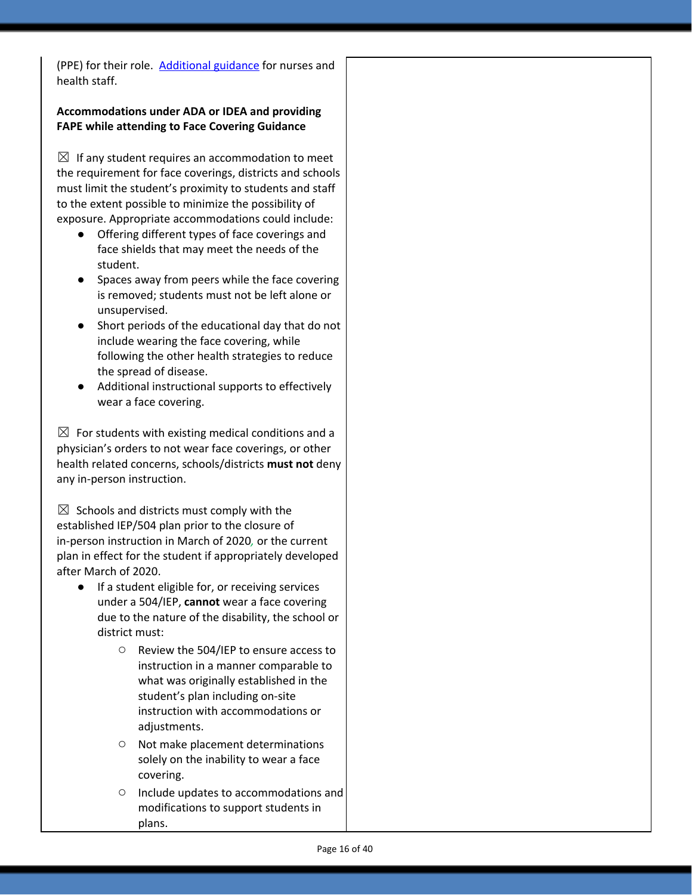(PPE) for their role. [Additional guidance] for nurses and health staff.

**Accommodations under ADA or IDEA and providing FAPE while attending to Face Covering Guidance**

☒ If any student requires an accommodation to meet the requirement for face coverings, districts and schools must limit the student's proximity to students and staff to the extent possible to minimize the possibility of exposure. Appropriate accommodations could include:

- Offering different types of face coverings and face shields that may meet the needs of the student.
- Spaces away from peers while the face covering is removed; students must not be left alone or unsupervised.
- Short periods of the educational day that do not include wearing the face covering, while following the other health strategies to reduce the spread of disease.
- Additional instructional supports to effectively wear a face covering.

☒ For students with existing medical conditions and a physician's orders to not wear face coverings, or other health related concerns, schools/districts **must not** deny any in-person instruction.

☒ Schools and districts must comply with the established IEP/504 plan prior to the closure of in-person instruction in March of 2020, or the current plan in effect for the student if appropriately developed after March of 2020.

- If a student eligible for, or receiving services under a 504/IEP, **cannot** wear a face covering due to the nature of the disability, the school or district must:
    - Review the 504/IEP to ensure access to instruction in a manner comparable to what was originally established in the student's plan including on-site instruction with accommodations or adjustments.
    - Not make placement determinations solely on the inability to wear a face covering.
    - Include updates to accommodations and modifications to support students in plans.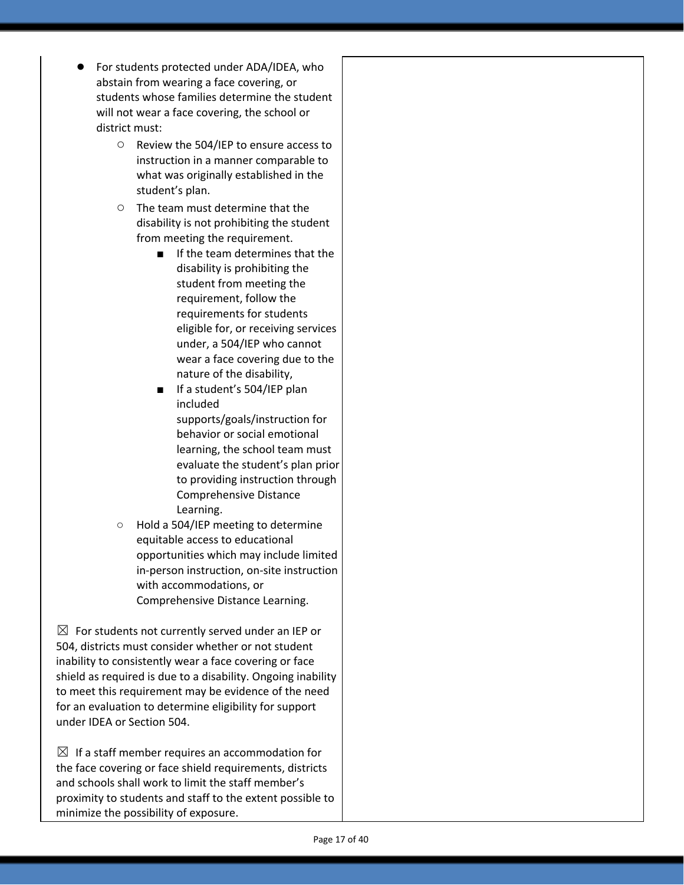| | |
|---|---|
| <ul><li>For students protected under ADA/IDEA, who abstain from wearing a face covering, or students whose families determine the student will not wear a face covering, the school or district must:<ul><li>Review the 504/IEP to ensure access to instruction in a manner comparable to what was originally established in the student's plan.</li><li>The team must determine that the disability is not prohibiting the student from meeting the requirement.<ul><li>If the team determines that the disability is prohibiting the student from meeting the requirement, follow the requirements for students eligible for, or receiving services under, a 504/IEP who cannot wear a face covering due to the nature of the disability,</li><li>If a student's 504/IEP plan included supports/goals/instruction for behavior or social emotional learning, the school team must evaluate the student's plan prior to providing instruction through Comprehensive Distance Learning.</li></ul></li><li>Hold a 504/IEP meeting to determine equitable access to educational opportunities which may include limited in-person instruction, on-site instruction with accommodations, or Comprehensive Distance Learning.</li></ul></li></ul>☒ For students not currently served under an IEP or 504, districts must consider whether or not student inability to consistently wear a face covering or face shield as required is due to a disability. Ongoing inability to meet this requirement may be evidence of the need for an evaluation to determine eligibility for support under IDEA or Section 504.<br><br>☒ If a staff member requires an accommodation for the face covering or face shield requirements, districts and schools shall work to limit the staff member's proximity to students and staff to the extent possible to minimize the possibility of exposure. | |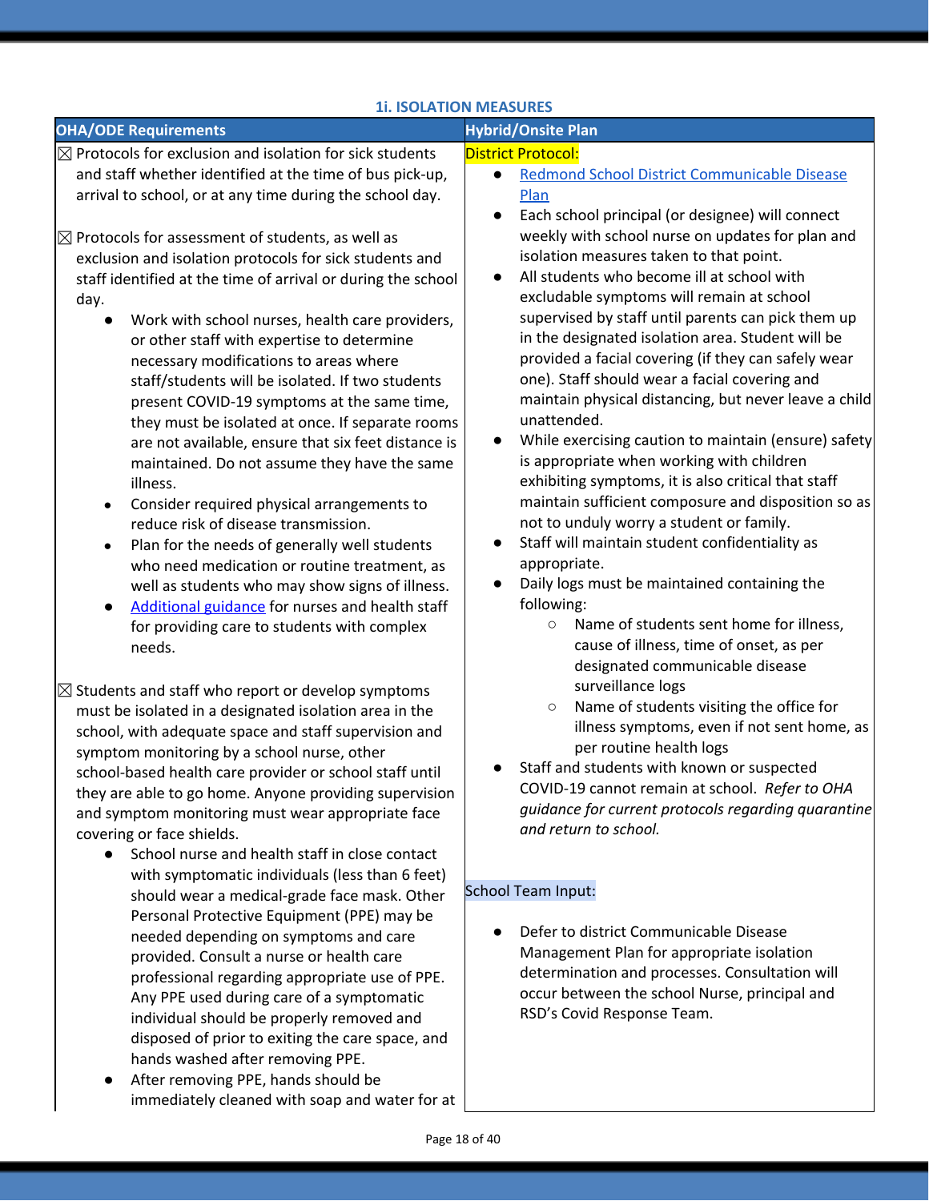### 1i. ISOLATION MEASURES

| OHA/ODE Requirements | Hybrid/Onsite Plan |
|---|---|
| ☒ Protocols for exclusion and isolation for sick students and staff whether identified at the time of bus pick-up, arrival to school, or at any time during the school day.<br><br>☒ Protocols for assessment of students, as well as exclusion and isolation protocols for sick students and staff identified at the time of arrival or during the school day.<ul><li>Work with school nurses, health care providers, or other staff with expertise to determine necessary modifications to areas where staff/students will be isolated. If two students present COVID-19 symptoms at the same time, they must be isolated at once. If separate rooms are not available, ensure that six feet distance is maintained. Do not assume they have the same illness.</li><li>Consider required physical arrangements to reduce risk of disease transmission.</li><li>Plan for the needs of generally well students who need medication or routine treatment, as well as students who may show signs of illness.</li><li>Additional guidance for nurses and health staff for providing care to students with complex needs.</li></ul><br>☒ Students and staff who report or develop symptoms must be isolated in a designated isolation area in the school, with adequate space and staff supervision and symptom monitoring by a school nurse, other school-based health care provider or school staff until they are able to go home. Anyone providing supervision and symptom monitoring must wear appropriate face covering or face shields.<ul><li>School nurse and health staff in close contact with symptomatic individuals (less than 6 feet) should wear a medical-grade face mask. Other Personal Protective Equipment (PPE) may be needed depending on symptoms and care provided. Consult a nurse or health care professional regarding appropriate use of PPE. Any PPE used during care of a symptomatic individual should be properly removed and disposed of prior to exiting the care space, and hands washed after removing PPE.</li><li>After removing PPE, hands should be immediately cleaned with soap and water for at</li></ul> | District Protocol:<ul><li>Redmond School District Communicable Disease Plan</li><li>Each school principal (or designee) will connect weekly with school nurse on updates for plan and isolation measures taken to that point.</li><li>All students who become ill at school with excludable symptoms will remain at school supervised by staff until parents can pick them up in the designated isolation area. Student will be provided a facial covering (if they can safely wear one). Staff should wear a facial covering and maintain physical distancing, but never leave a child unattended.</li><li>While exercising caution to maintain (ensure) safety is appropriate when working with children exhibiting symptoms, it is also critical that staff maintain sufficient composure and disposition so as not to unduly worry a student or family.</li><li>Staff will maintain student confidentiality as appropriate.</li><li>Daily logs must be maintained containing the following:<ul><li>Name of students sent home for illness, cause of illness, time of onset, as per designated communicable disease surveillance logs</li><li>Name of students visiting the office for illness symptoms, even if not sent home, as per routine health logs</li></ul></li><li>Staff and students with known or suspected COVID-19 cannot remain at school. *Refer to OHA guidance for current protocols regarding quarantine and return to school.*</li></ul><br>School Team Input:<ul><li>Defer to district Communicable Disease Management Plan for appropriate isolation determination and processes. Consultation will occur between the school Nurse, principal and RSD's Covid Response Team.</li></ul> |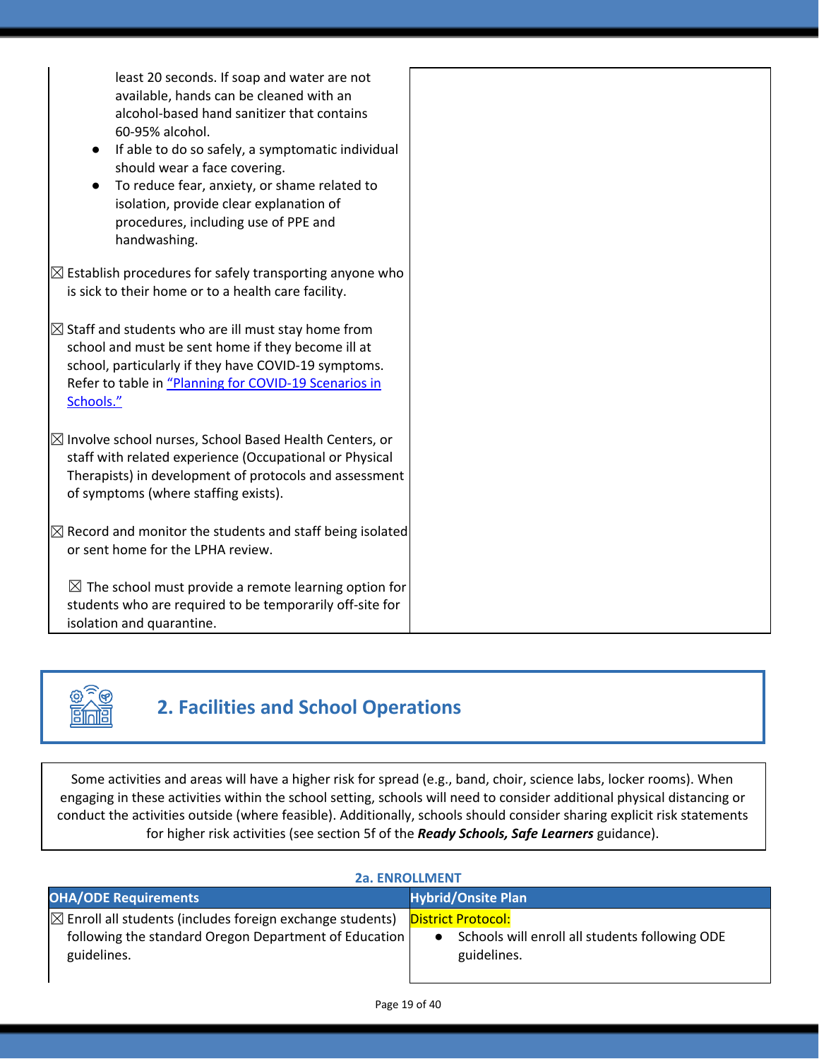| | |
|---|---|
| least 20 seconds. If soap and water are not available, hands can be cleaned with an alcohol-based hand sanitizer that contains 60-95% alcohol.<br>● If able to do so safely, a symptomatic individual should wear a face covering.<br>● To reduce fear, anxiety, or shame related to isolation, provide clear explanation of procedures, including use of PPE and handwashing.<br><br>☒ Establish procedures for safely transporting anyone who is sick to their home or to a health care facility.<br><br>☒ Staff and students who are ill must stay home from school and must be sent home if they become ill at school, particularly if they have COVID-19 symptoms. Refer to table in "Planning for COVID-19 Scenarios in Schools."<br><br>☒ Involve school nurses, School Based Health Centers, or staff with related experience (Occupational or Physical Therapists) in development of protocols and assessment of symptoms (where staffing exists).<br><br>☒ Record and monitor the students and staff being isolated or sent home for the LPHA review.<br><br>☒ The school must provide a remote learning option for students who are required to be temporarily off-site for isolation and quarantine. | |

## 2. Facilities and School Operations

Some activities and areas will have a higher risk for spread (e.g., band, choir, science labs, locker rooms). When engaging in these activities within the school setting, schools will need to consider additional physical distancing or conduct the activities outside (where feasible). Additionally, schools should consider sharing explicit risk statements for higher risk activities (see section 5f of the ***Ready Schools, Safe Learners*** guidance).

### 2a. ENROLLMENT

| OHA/ODE Requirements | Hybrid/Onsite Plan |
|---|---|
| ☒ Enroll all students (includes foreign exchange students) following the standard Oregon Department of Education guidelines. | District Protocol:<br>● Schools will enroll all students following ODE guidelines. |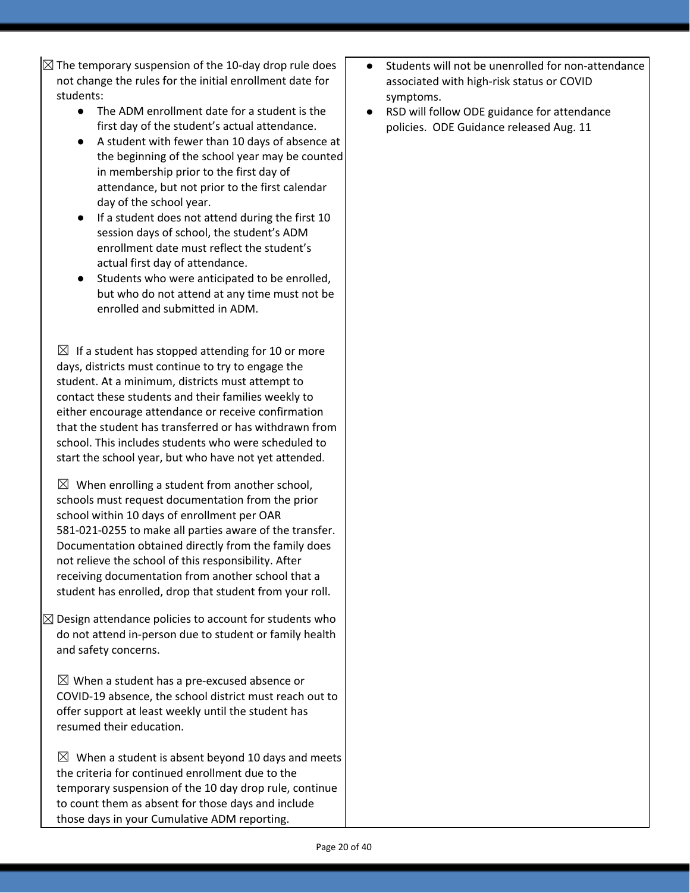| | |
|---|---|
| ☒ The temporary suspension of the 10-day drop rule does not change the rules for the initial enrollment date for students:<br>• The ADM enrollment date for a student is the first day of the student's actual attendance.<br>• A student with fewer than 10 days of absence at the beginning of the school year may be counted in membership prior to the first day of attendance, but not prior to the first calendar day of the school year.<br>• If a student does not attend during the first 10 session days of school, the student's ADM enrollment date must reflect the student's actual first day of attendance.<br>• Students who were anticipated to be enrolled, but who do not attend at any time must not be enrolled and submitted in ADM.<br><br>☒ If a student has stopped attending for 10 or more days, districts must continue to try to engage the student. At a minimum, districts must attempt to contact these students and their families weekly to either encourage attendance or receive confirmation that the student has transferred or has withdrawn from school. This includes students who were scheduled to start the school year, but who have not yet attended.<br><br>☒ When enrolling a student from another school, schools must request documentation from the prior school within 10 days of enrollment per OAR 581-021-0255 to make all parties aware of the transfer. Documentation obtained directly from the family does not relieve the school of this responsibility. After receiving documentation from another school that a student has enrolled, drop that student from your roll.<br><br>☒ Design attendance policies to account for students who do not attend in-person due to student or family health and safety concerns.<br><br>☒ When a student has a pre-excused absence or COVID-19 absence, the school district must reach out to offer support at least weekly until the student has resumed their education.<br><br>☒ When a student is absent beyond 10 days and meets the criteria for continued enrollment due to the temporary suspension of the 10 day drop rule, continue to count them as absent for those days and include those days in your Cumulative ADM reporting. | • Students will not be unenrolled for non-attendance associated with high-risk status or COVID symptoms.<br>• RSD will follow ODE guidance for attendance policies. ODE Guidance released Aug. 11 |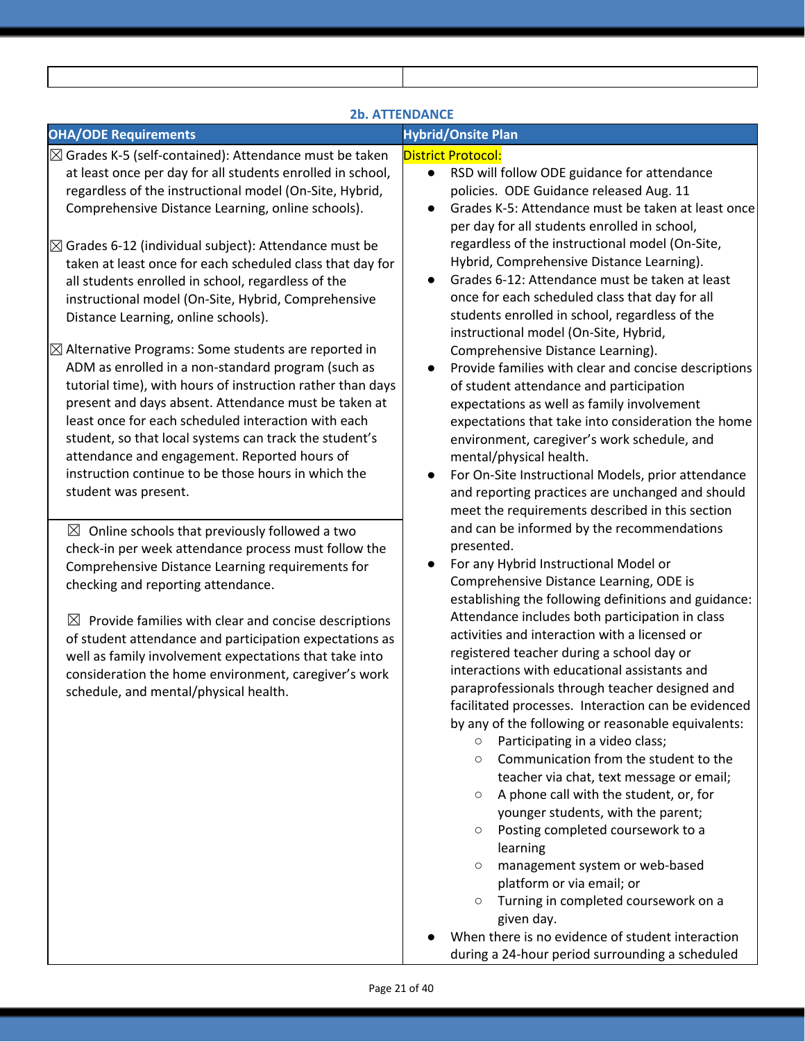| | |
|---|---|
| | |

### 2b. ATTENDANCE

| OHA/ODE Requirements | Hybrid/Onsite Plan |
|---|---|
| ☒ Grades K-5 (self-contained): Attendance must be taken at least once per day for all students enrolled in school, regardless of the instructional model (On-Site, Hybrid, Comprehensive Distance Learning, online schools).<br><br>☒ Grades 6-12 (individual subject): Attendance must be taken at least once for each scheduled class that day for all students enrolled in school, regardless of the instructional model (On-Site, Hybrid, Comprehensive Distance Learning, online schools).<br><br>☒ Alternative Programs: Some students are reported in ADM as enrolled in a non-standard program (such as tutorial time), with hours of instruction rather than days present and days absent. Attendance must be taken at least once for each scheduled interaction with each student, so that local systems can track the student's attendance and engagement. Reported hours of instruction continue to be those hours in which the student was present.<br><br>☒ Online schools that previously followed a two check-in per week attendance process must follow the Comprehensive Distance Learning requirements for checking and reporting attendance.<br><br>☒ Provide families with clear and concise descriptions of student attendance and participation expectations as well as family involvement expectations that take into consideration the home environment, caregiver's work schedule, and mental/physical health. | District Protocol:<br>● RSD will follow ODE guidance for attendance policies. ODE Guidance released Aug. 11<br>● Grades K-5: Attendance must be taken at least once per day for all students enrolled in school, regardless of the instructional model (On-Site, Hybrid, Comprehensive Distance Learning).<br>● Grades 6-12: Attendance must be taken at least once for each scheduled class that day for all students enrolled in school, regardless of the instructional model (On-Site, Hybrid, Comprehensive Distance Learning).<br>● Provide families with clear and concise descriptions of student attendance and participation expectations as well as family involvement expectations that take into consideration the home environment, caregiver's work schedule, and mental/physical health.<br>● For On-Site Instructional Models, prior attendance and reporting practices are unchanged and should meet the requirements described in this section and can be informed by the recommendations presented.<br>● For any Hybrid Instructional Model or Comprehensive Distance Learning, ODE is establishing the following definitions and guidance: Attendance includes both participation in class activities and interaction with a licensed or registered teacher during a school day or interactions with educational assistants and paraprofessionals through teacher designed and facilitated processes. Interaction can be evidenced by any of the following or reasonable equivalents:<br>○ Participating in a video class;<br>○ Communication from the student to the teacher via chat, text message or email;<br>○ A phone call with the student, or, for younger students, with the parent;<br>○ Posting completed coursework to a learning<br>○ management system or web-based platform or via email; or<br>○ Turning in completed coursework on a given day.<br>● When there is no evidence of student interaction during a 24-hour period surrounding a scheduled |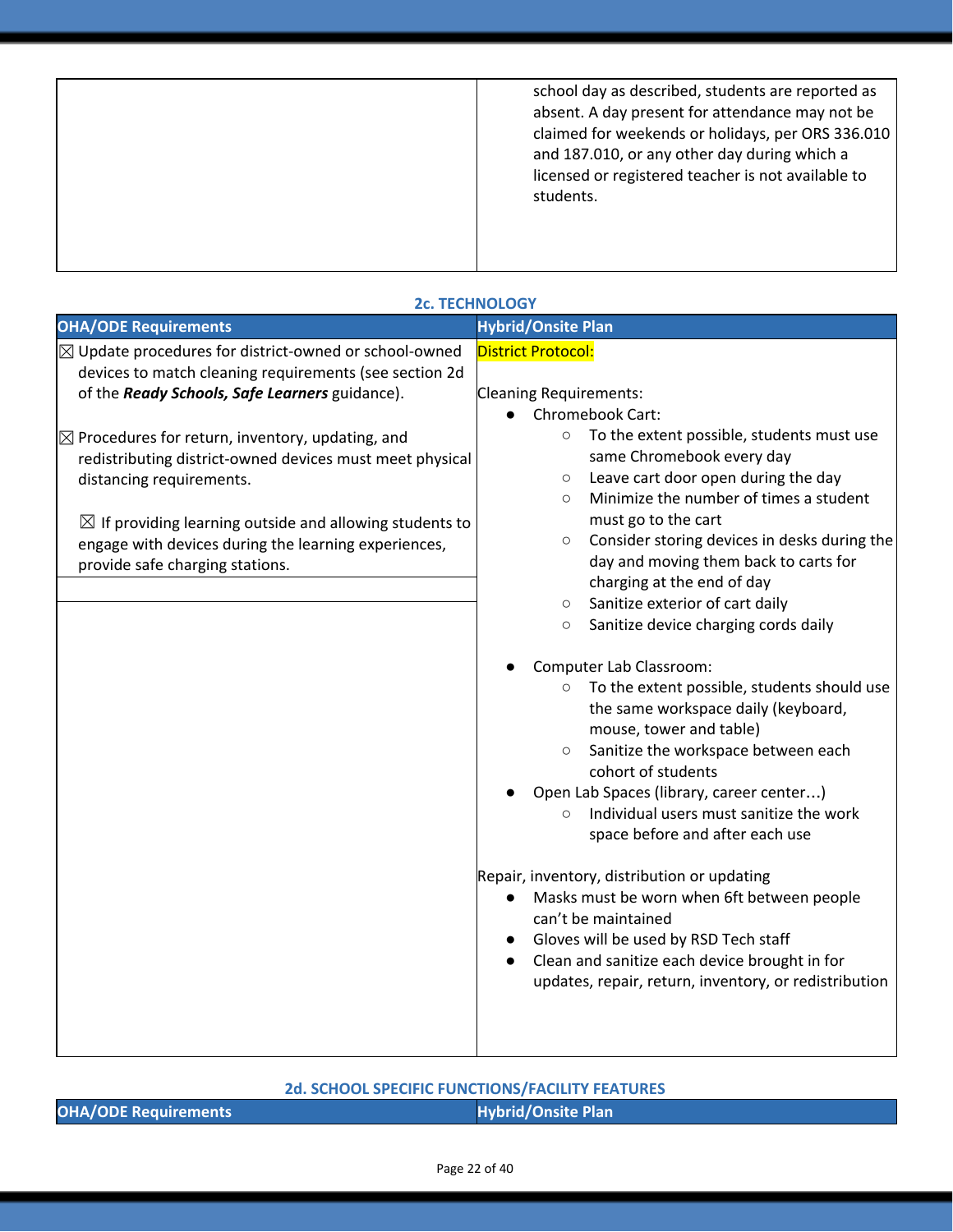| | |
|---|---|
| | school day as described, students are reported as absent. A day present for attendance may not be claimed for weekends or holidays, per ORS 336.010 and 187.010, or any other day during which a licensed or registered teacher is not available to students. |

### 2c. TECHNOLOGY

| OHA/ODE Requirements | Hybrid/Onsite Plan |
|---|---|
| ☒ Update procedures for district-owned or school-owned devices to match cleaning requirements (see section 2d of the ***Ready Schools, Safe Learners*** guidance).<br><br>☒ Procedures for return, inventory, updating, and redistributing district-owned devices must meet physical distancing requirements.<br><br>☒ If providing learning outside and allowing students to engage with devices during the learning experiences, provide safe charging stations. | District Protocol:<br><br>Cleaning Requirements:<br>● Chromebook Cart:<br>○ To the extent possible, students must use same Chromebook every day<br>○ Leave cart door open during the day<br>○ Minimize the number of times a student must go to the cart<br>○ Consider storing devices in desks during the day and moving them back to carts for charging at the end of day<br>○ Sanitize exterior of cart daily<br>○ Sanitize device charging cords daily<br><br>● Computer Lab Classroom:<br>○ To the extent possible, students should use the same workspace daily (keyboard, mouse, tower and table)<br>○ Sanitize the workspace between each cohort of students<br>● Open Lab Spaces (library, career center…)<br>○ Individual users must sanitize the work space before and after each use<br><br>Repair, inventory, distribution or updating<br>● Masks must be worn when 6ft between people can't be maintained<br>● Gloves will be used by RSD Tech staff<br>● Clean and sanitize each device brought in for updates, repair, return, inventory, or redistribution |

### 2d. SCHOOL SPECIFIC FUNCTIONS/FACILITY FEATURES

| OHA/ODE Requirements | Hybrid/Onsite Plan |
|---|---|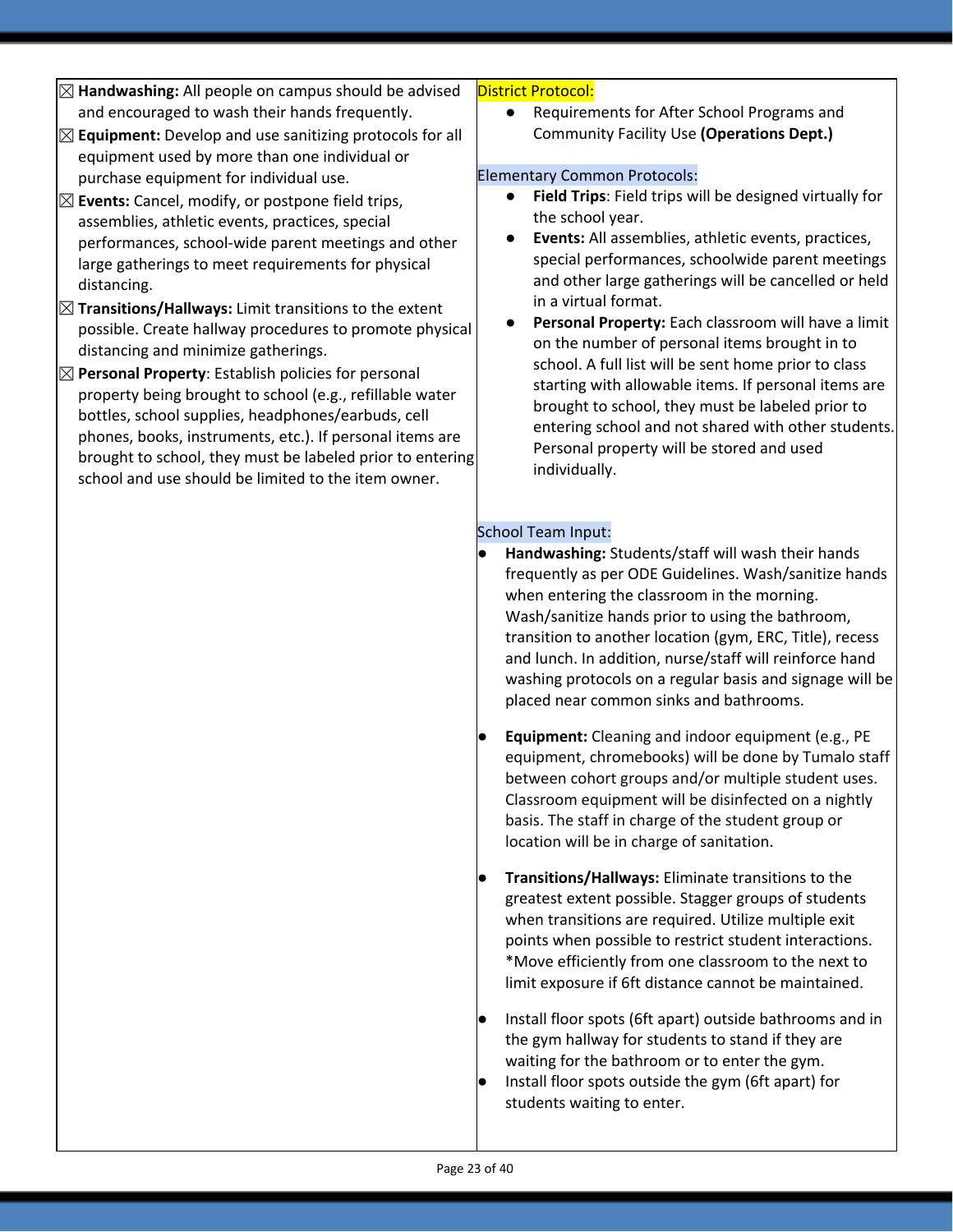| | |
|---|---|
| ☒ **Handwashing:** All people on campus should be advised and encouraged to wash their hands frequently.<br>☒ **Equipment:** Develop and use sanitizing protocols for all equipment used by more than one individual or purchase equipment for individual use.<br>☒ **Events:** Cancel, modify, or postpone field trips, assemblies, athletic events, practices, special performances, school-wide parent meetings and other large gatherings to meet requirements for physical distancing.<br>☒ **Transitions/Hallways:** Limit transitions to the extent possible. Create hallway procedures to promote physical distancing and minimize gatherings.<br>☒ **Personal Property**: Establish policies for personal property being brought to school (e.g., refillable water bottles, school supplies, headphones/earbuds, cell phones, books, instruments, etc.). If personal items are brought to school, they must be labeled prior to entering school and use should be limited to the item owner. | District Protocol:<br>● Requirements for After School Programs and Community Facility Use **(Operations Dept.)**<br><br>Elementary Common Protocols:<br>● **Field Trips**: Field trips will be designed virtually for the school year.<br>● **Events:** All assemblies, athletic events, practices, special performances, schoolwide parent meetings and other large gatherings will be cancelled or held in a virtual format.<br>● **Personal Property:** Each classroom will have a limit on the number of personal items brought in to school. A full list will be sent home prior to class starting with allowable items. If personal items are brought to school, they must be labeled prior to entering school and not shared with other students. Personal property will be stored and used individually.<br><br>School Team Input:<br>● **Handwashing:** Students/staff will wash their hands frequently as per ODE Guidelines. Wash/sanitize hands when entering the classroom in the morning. Wash/sanitize hands prior to using the bathroom, transition to another location (gym, ERC, Title), recess and lunch. In addition, nurse/staff will reinforce hand washing protocols on a regular basis and signage will be placed near common sinks and bathrooms.<br><br>● **Equipment:** Cleaning and indoor equipment (e.g., PE equipment, chromebooks) will be done by Tumalo staff between cohort groups and/or multiple student uses. Classroom equipment will be disinfected on a nightly basis. The staff in charge of the student group or location will be in charge of sanitation.<br><br>● **Transitions/Hallways:** Eliminate transitions to the greatest extent possible. Stagger groups of students when transitions are required. Utilize multiple exit points when possible to restrict student interactions. *Move efficiently from one classroom to the next to limit exposure if 6ft distance cannot be maintained.<br><br>● Install floor spots (6ft apart) outside bathrooms and in the gym hallway for students to stand if they are waiting for the bathroom or to enter the gym.<br>● Install floor spots outside the gym (6ft apart) for students waiting to enter. |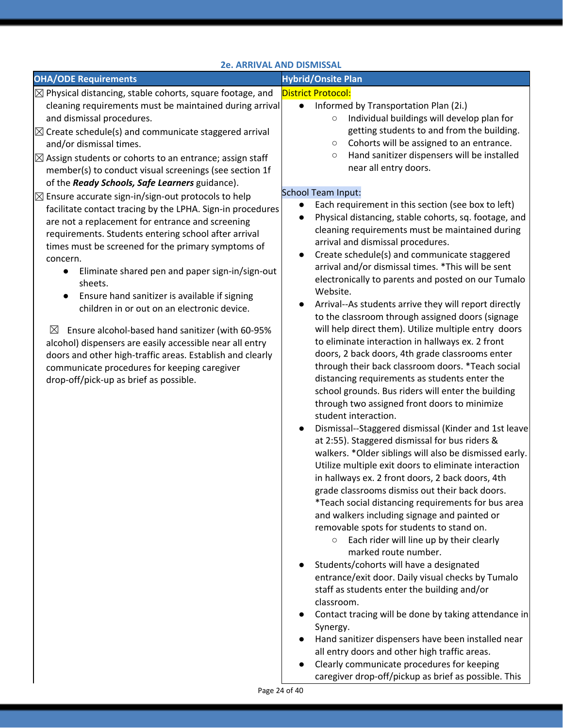## 2e. ARRIVAL AND DISMISSAL

| OHA/ODE Requirements | Hybrid/Onsite Plan |
|---|---|
| ☒ Physical distancing, stable cohorts, square footage, and cleaning requirements must be maintained during arrival and dismissal procedures.<br>☒ Create schedule(s) and communicate staggered arrival and/or dismissal times.<br>☒ Assign students or cohorts to an entrance; assign staff member(s) to conduct visual screenings (see section 1f of the ***Ready Schools, Safe Learners*** guidance).<br>☒ Ensure accurate sign-in/sign-out protocols to help facilitate contact tracing by the LPHA. Sign-in procedures are not a replacement for entrance and screening requirements. Students entering school after arrival times must be screened for the primary symptoms of concern.<br>● Eliminate shared pen and paper sign-in/sign-out sheets.<br>● Ensure hand sanitizer is available if signing children in or out on an electronic device.<br><br>☒ Ensure alcohol-based hand sanitizer (with 60-95% alcohol) dispensers are easily accessible near all entry doors and other high-traffic areas. Establish and clearly communicate procedures for keeping caregiver drop-off/pick-up as brief as possible. | District Protocol:<br>● Informed by Transportation Plan (2i.)<br>○ Individual buildings will develop plan for getting students to and from the building.<br>○ Cohorts will be assigned to an entrance.<br>○ Hand sanitizer dispensers will be installed near all entry doors.<br><br>School Team Input:<br>● Each requirement in this section (see box to left)<br>● Physical distancing, stable cohorts, sq. footage, and cleaning requirements must be maintained during arrival and dismissal procedures.<br>● Create schedule(s) and communicate staggered arrival and/or dismissal times. *This will be sent electronically to parents and posted on our Tumalo Website.<br>● Arrival--As students arrive they will report directly to the classroom through assigned doors (signage will help direct them). Utilize multiple entry doors to eliminate interaction in hallways ex. 2 front doors, 2 back doors, 4th grade classrooms enter through their back classroom doors. *Teach social distancing requirements as students enter the school grounds. Bus riders will enter the building through two assigned front doors to minimize student interaction.<br>● Dismissal--Staggered dismissal (Kinder and 1st leave at 2:55). Staggered dismissal for bus riders & walkers. *Older siblings will also be dismissed early. Utilize multiple exit doors to eliminate interaction in hallways ex. 2 front doors, 2 back doors, 4th grade classrooms dismiss out their back doors. *Teach social distancing requirements for bus area and walkers including signage and painted or removable spots for students to stand on.<br>○ Each rider will line up by their clearly marked route number.<br>● Students/cohorts will have a designated entrance/exit door. Daily visual checks by Tumalo staff as students enter the building and/or classroom.<br>● Contact tracing will be done by taking attendance in Synergy.<br>● Hand sanitizer dispensers have been installed near all entry doors and other high traffic areas.<br>● Clearly communicate procedures for keeping caregiver drop-off/pickup as brief as possible. This |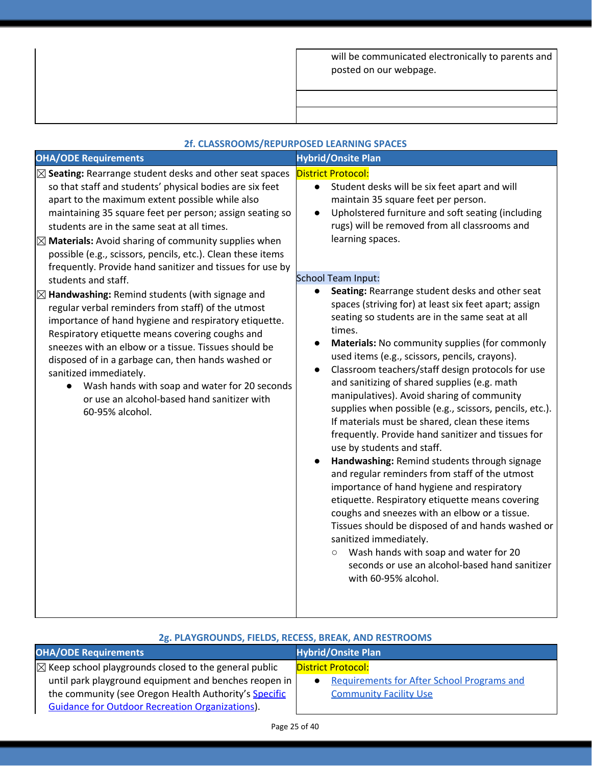| | |
|---|---|
| | will be communicated electronically to parents and posted on our webpage. |
| | |
| | |

### 2f. CLASSROOMS/REPURPOSED LEARNING SPACES

| OHA/ODE Requirements | Hybrid/Onsite Plan |
|---|---|
| ☒ **Seating:** Rearrange student desks and other seat spaces so that staff and students' physical bodies are six feet apart to the maximum extent possible while also maintaining 35 square feet per person; assign seating so students are in the same seat at all times.<br>☒ **Materials:** Avoid sharing of community supplies when possible (e.g., scissors, pencils, etc.). Clean these items frequently. Provide hand sanitizer and tissues for use by students and staff.<br>☒ **Handwashing:** Remind students (with signage and regular verbal reminders from staff) of the utmost importance of hand hygiene and respiratory etiquette. Respiratory etiquette means covering coughs and sneezes with an elbow or a tissue. Tissues should be disposed of in a garbage can, then hands washed or sanitized immediately.<br>• Wash hands with soap and water for 20 seconds or use an alcohol-based hand sanitizer with 60-95% alcohol. | District Protocol:<br>• Student desks will be six feet apart and will maintain 35 square feet per person.<br>• Upholstered furniture and soft seating (including rugs) will be removed from all classrooms and learning spaces.<br><br>School Team Input:<br>• **Seating:** Rearrange student desks and other seat spaces (striving for) at least six feet apart; assign seating so students are in the same seat at all times.<br>• **Materials:** No community supplies (for commonly used items (e.g., scissors, pencils, crayons).<br>• Classroom teachers/staff design protocols for use and sanitizing of shared supplies (e.g. math manipulatives). Avoid sharing of community supplies when possible (e.g., scissors, pencils, etc.). If materials must be shared, clean these items frequently. Provide hand sanitizer and tissues for use by students and staff.<br>• **Handwashing:** Remind students through signage and regular reminders from staff of the utmost importance of hand hygiene and respiratory etiquette. Respiratory etiquette means covering coughs and sneezes with an elbow or a tissue. Tissues should be disposed of and hands washed or sanitized immediately.<br>&nbsp;&nbsp;○ Wash hands with soap and water for 20 seconds or use an alcohol-based hand sanitizer with 60-95% alcohol. |

### 2g. PLAYGROUNDS, FIELDS, RECESS, BREAK, AND RESTROOMS

| OHA/ODE Requirements | Hybrid/Onsite Plan |
|---|---|
| ☒ Keep school playgrounds closed to the general public until park playground equipment and benches reopen in the community (see Oregon Health Authority's Specific Guidance for Outdoor Recreation Organizations). | District Protocol:<br>• Requirements for After School Programs and Community Facility Use |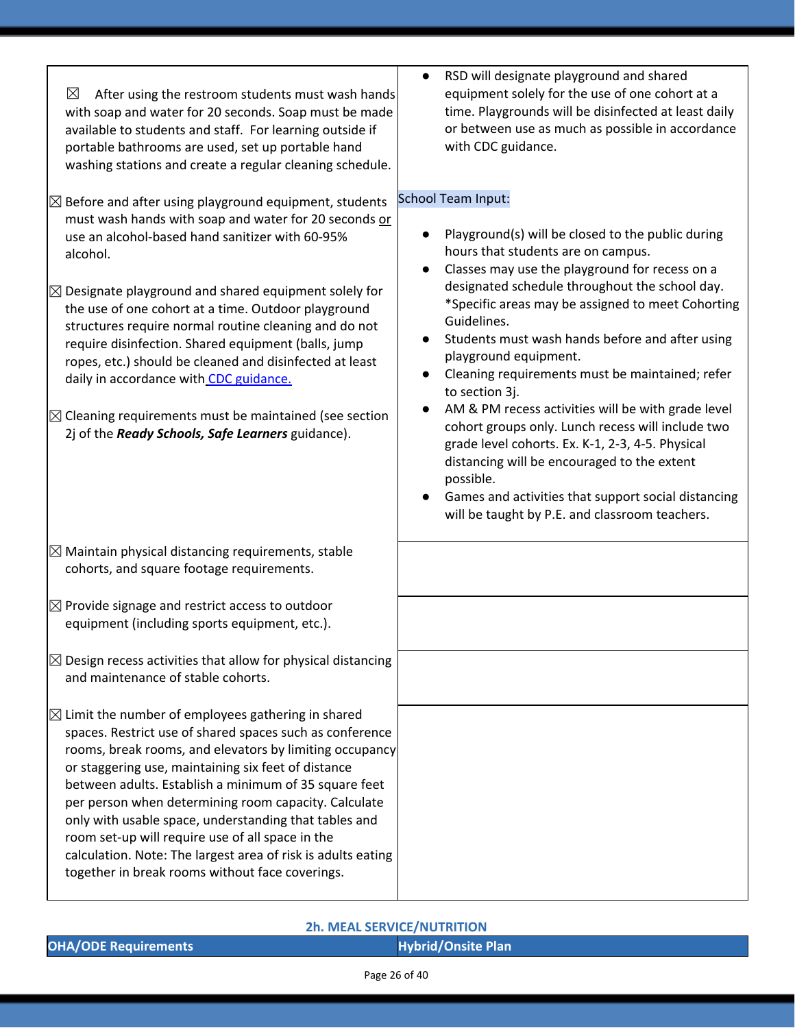| | |
|---|---|
| ☒ After using the restroom students must wash hands with soap and water for 20 seconds. Soap must be made available to students and staff. For learning outside if portable bathrooms are used, set up portable hand washing stations and create a regular cleaning schedule.<br><br>☒ Before and after using playground equipment, students must wash hands with soap and water for 20 seconds or use an alcohol-based hand sanitizer with 60-95% alcohol.<br><br>☒ Designate playground and shared equipment solely for the use of one cohort at a time. Outdoor playground structures require normal routine cleaning and do not require disinfection. Shared equipment (balls, jump ropes, etc.) should be cleaned and disinfected at least daily in accordance with CDC guidance.<br><br>☒ Cleaning requirements must be maintained (see section 2j of the ***Ready Schools, Safe Learners*** guidance). | • RSD will designate playground and shared equipment solely for the use of one cohort at a time. Playgrounds will be disinfected at least daily or between use as much as possible in accordance with CDC guidance.<br><br>School Team Input:<br><br>• Playground(s) will be closed to the public during hours that students are on campus.<br>• Classes may use the playground for recess on a designated schedule throughout the school day. *Specific areas may be assigned to meet Cohorting Guidelines.<br>• Students must wash hands before and after using playground equipment.<br>• Cleaning requirements must be maintained; refer to section 3j.<br>• AM & PM recess activities will be with grade level cohort groups only. Lunch recess will include two grade level cohorts. Ex. K-1, 2-3, 4-5. Physical distancing will be encouraged to the extent possible.<br>• Games and activities that support social distancing will be taught by P.E. and classroom teachers. |
| ☒ Maintain physical distancing requirements, stable cohorts, and square footage requirements. | |
| ☒ Provide signage and restrict access to outdoor equipment (including sports equipment, etc.). | |
| ☒ Design recess activities that allow for physical distancing and maintenance of stable cohorts. | |
| ☒ Limit the number of employees gathering in shared spaces. Restrict use of shared spaces such as conference rooms, break rooms, and elevators by limiting occupancy or staggering use, maintaining six feet of distance between adults. Establish a minimum of 35 square feet per person when determining room capacity. Calculate only with usable space, understanding that tables and room set-up will require use of all space in the calculation. Note: The largest area of risk is adults eating together in break rooms without face coverings. | |

## 2h. MEAL SERVICE/NUTRITION

| OHA/ODE Requirements | Hybrid/Onsite Plan |
|---|---|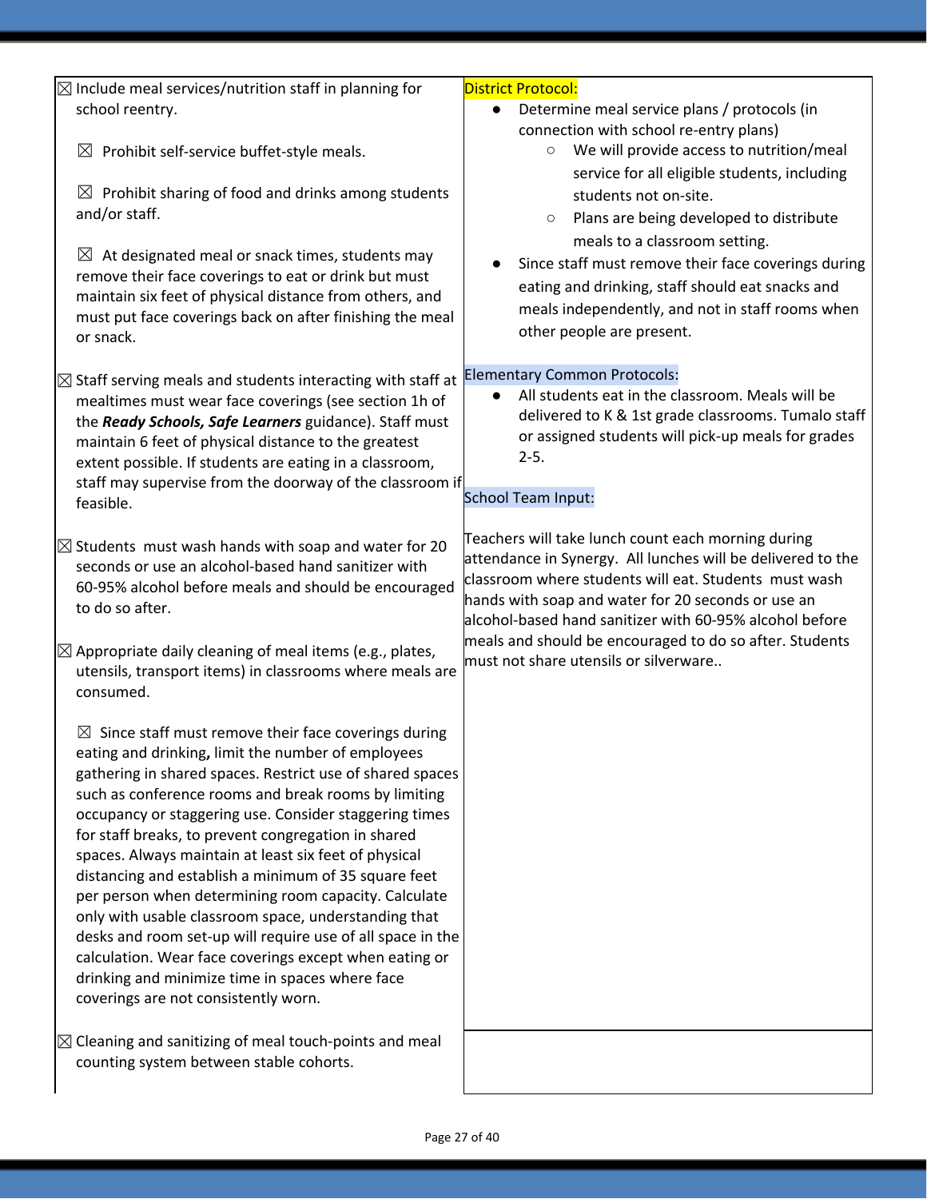| | |
|---|---|
| ☒ Include meal services/nutrition staff in planning for school reentry.<br><br>☒ Prohibit self-service buffet-style meals.<br><br>☒ Prohibit sharing of food and drinks among students and/or staff.<br><br>☒ At designated meal or snack times, students may remove their face coverings to eat or drink but must maintain six feet of physical distance from others, and must put face coverings back on after finishing the meal or snack.<br><br>☒ Staff serving meals and students interacting with staff at mealtimes must wear face coverings (see section 1h of the ***Ready Schools, Safe Learners*** guidance). Staff must maintain 6 feet of physical distance to the greatest extent possible. If students are eating in a classroom, staff may supervise from the doorway of the classroom if feasible.<br><br>☒ Students must wash hands with soap and water for 20 seconds or use an alcohol-based hand sanitizer with 60-95% alcohol before meals and should be encouraged to do so after.<br><br>☒ Appropriate daily cleaning of meal items (e.g., plates, utensils, transport items) in classrooms where meals are consumed.<br><br>☒ Since staff must remove their face coverings during eating and drinking**,** limit the number of employees gathering in shared spaces. Restrict use of shared spaces such as conference rooms and break rooms by limiting occupancy or staggering use. Consider staggering times for staff breaks, to prevent congregation in shared spaces. Always maintain at least six feet of physical distancing and establish a minimum of 35 square feet per person when determining room capacity. Calculate only with usable classroom space, understanding that desks and room set-up will require use of all space in the calculation. Wear face coverings except when eating or drinking and minimize time in spaces where face coverings are not consistently worn.<br><br>☒ Cleaning and sanitizing of meal touch-points and meal counting system between stable cohorts. | District Protocol:<br>● Determine meal service plans / protocols (in connection with school re-entry plans)<br>○ We will provide access to nutrition/meal service for all eligible students, including students not on-site.<br>○ Plans are being developed to distribute meals to a classroom setting.<br>● Since staff must remove their face coverings during eating and drinking, staff should eat snacks and meals independently, and not in staff rooms when other people are present.<br><br>Elementary Common Protocols:<br>● All students eat in the classroom. Meals will be delivered to K & 1st grade classrooms. Tumalo staff or assigned students will pick-up meals for grades 2-5.<br><br>School Team Input:<br><br>Teachers will take lunch count each morning during attendance in Synergy. All lunches will be delivered to the classroom where students will eat. Students must wash hands with soap and water for 20 seconds or use an alcohol-based hand sanitizer with 60-95% alcohol before meals and should be encouraged to do so after. Students must not share utensils or silverware.. |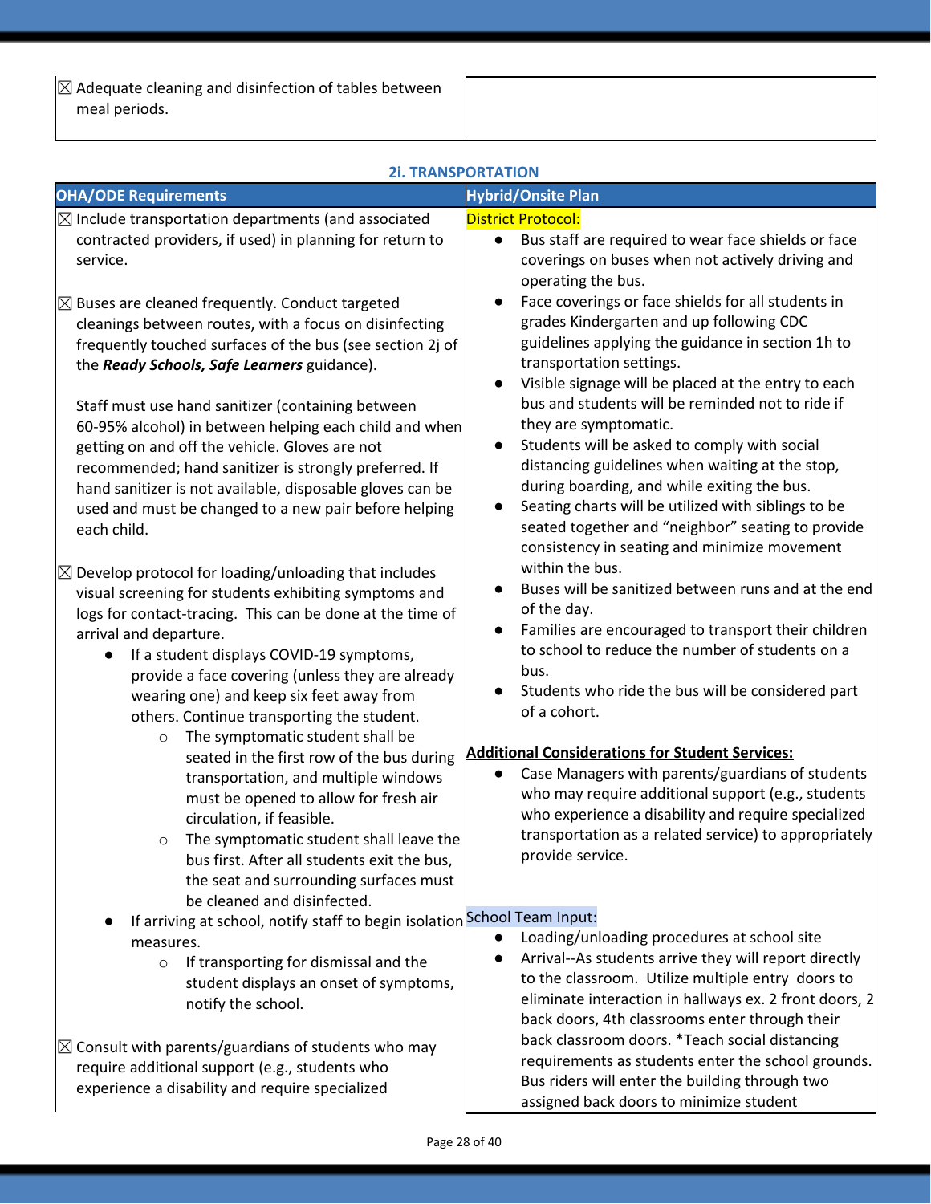| | |
|---|---|
| ☒ Adequate cleaning and disinfection of tables between meal periods. | |

### 2i. TRANSPORTATION

| OHA/ODE Requirements | Hybrid/Onsite Plan |
|---|---|
| ☒ Include transportation departments (and associated contracted providers, if used) in planning for return to service.<br><br>☒ Buses are cleaned frequently. Conduct targeted cleanings between routes, with a focus on disinfecting frequently touched surfaces of the bus (see section 2j of the ***Ready Schools, Safe Learners*** guidance).<br><br>Staff must use hand sanitizer (containing between 60-95% alcohol) in between helping each child and when getting on and off the vehicle. Gloves are not recommended; hand sanitizer is strongly preferred. If hand sanitizer is not available, disposable gloves can be used and must be changed to a new pair before helping each child.<br><br>☒ Develop protocol for loading/unloading that includes visual screening for students exhibiting symptoms and logs for contact-tracing. This can be done at the time of arrival and departure.<br>● If a student displays COVID-19 symptoms, provide a face covering (unless they are already wearing one) and keep six feet away from others. Continue transporting the student.<br>○ The symptomatic student shall be seated in the first row of the bus during transportation, and multiple windows must be opened to allow for fresh air circulation, if feasible.<br>○ The symptomatic student shall leave the bus first. After all students exit the bus, the seat and surrounding surfaces must be cleaned and disinfected.<br>● If arriving at school, notify staff to begin isolation measures.<br>○ If transporting for dismissal and the student displays an onset of symptoms, notify the school.<br><br>☒ Consult with parents/guardians of students who may require additional support (e.g., students who experience a disability and require specialized | District Protocol:<br>● Bus staff are required to wear face shields or face coverings on buses when not actively driving and operating the bus.<br>● Face coverings or face shields for all students in grades Kindergarten and up following CDC guidelines applying the guidance in section 1h to transportation settings.<br>● Visible signage will be placed at the entry to each bus and students will be reminded not to ride if they are symptomatic.<br>● Students will be asked to comply with social distancing guidelines when waiting at the stop, during boarding, and while exiting the bus.<br>● Seating charts will be utilized with siblings to be seated together and "neighbor" seating to provide consistency in seating and minimize movement within the bus.<br>● Buses will be sanitized between runs and at the end of the day.<br>● Families are encouraged to transport their children to school to reduce the number of students on a bus.<br>● Students who ride the bus will be considered part of a cohort.<br><br>**Additional Considerations for Student Services:**<br>● Case Managers with parents/guardians of students who may require additional support (e.g., students who experience a disability and require specialized transportation as a related service) to appropriately provide service.<br><br>School Team Input:<br>● Loading/unloading procedures at school site<br>● Arrival--As students arrive they will report directly to the classroom. Utilize multiple entry doors to eliminate interaction in hallways ex. 2 front doors, 2 back doors, 4th classrooms enter through their back classroom doors. *Teach social distancing requirements as students enter the school grounds. Bus riders will enter the building through two assigned back doors to minimize student |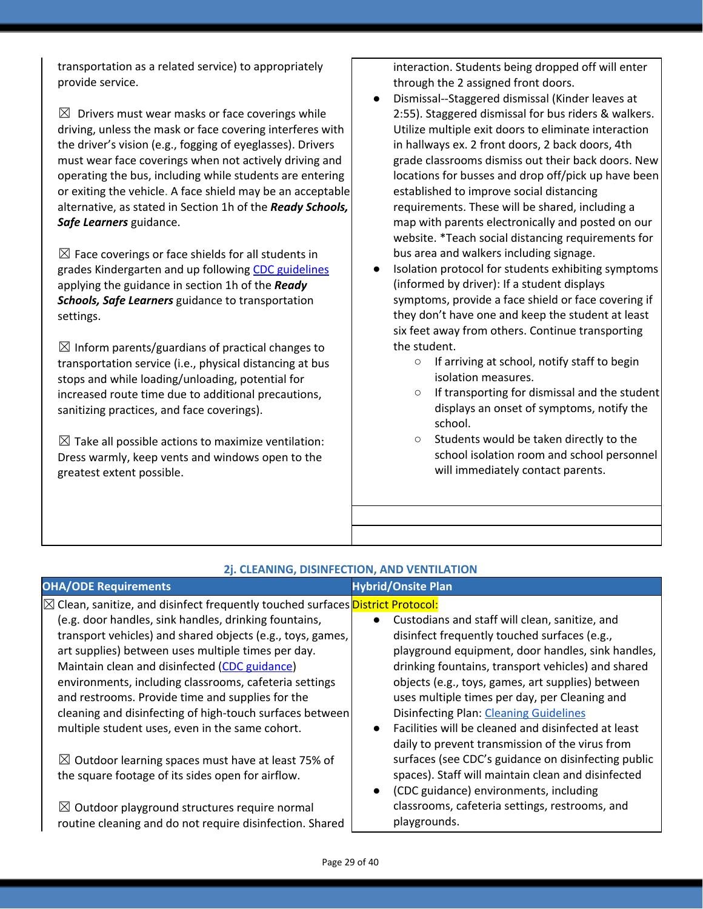| | |
|---|---|
| transportation as a related service) to appropriately provide service.<br><br>☒ Drivers must wear masks or face coverings while driving, unless the mask or face covering interferes with the driver's vision (e.g., fogging of eyeglasses). Drivers must wear face coverings when not actively driving and operating the bus, including while students are entering or exiting the vehicle. A face shield may be an acceptable alternative, as stated in Section 1h of the ***Ready Schools, Safe Learners*** guidance.<br><br>☒ Face coverings or face shields for all students in grades Kindergarten and up following [CDC guidelines](#) applying the guidance in section 1h of the ***Ready Schools, Safe Learners*** guidance to transportation settings.<br><br>☒ Inform parents/guardians of practical changes to transportation service (i.e., physical distancing at bus stops and while loading/unloading, potential for increased route time due to additional precautions, sanitizing practices, and face coverings).<br><br>☒ Take all possible actions to maximize ventilation: Dress warmly, keep vents and windows open to the greatest extent possible. | interaction. Students being dropped off will enter through the 2 assigned front doors.<br>● Dismissal--Staggered dismissal (Kinder leaves at 2:55). Staggered dismissal for bus riders & walkers. Utilize multiple exit doors to eliminate interaction in hallways ex. 2 front doors, 2 back doors, 4th grade classrooms dismiss out their back doors. New locations for busses and drop off/pick up have been established to improve social distancing requirements. These will be shared, including a map with parents electronically and posted on our website. *Teach social distancing requirements for bus area and walkers including signage.<br>● Isolation protocol for students exhibiting symptoms (informed by driver): If a student displays symptoms, provide a face shield or face covering if they don't have one and keep the student at least six feet away from others. Continue transporting the student.<br>○ If arriving at school, notify staff to begin isolation measures.<br>○ If transporting for dismissal and the student displays an onset of symptoms, notify the school.<br>○ Students would be taken directly to the school isolation room and school personnel will immediately contact parents. |

## 2j. CLEANING, DISINFECTION, AND VENTILATION

| OHA/ODE Requirements | Hybrid/Onsite Plan |
|---|---|
| ☒ Clean, sanitize, and disinfect frequently touched surfaces (e.g. door handles, sink handles, drinking fountains, transport vehicles) and shared objects (e.g., toys, games, art supplies) between uses multiple times per day. Maintain clean and disinfected ([CDC guidance](#)) environments, including classrooms, cafeteria settings and restrooms. Provide time and supplies for the cleaning and disinfecting of high-touch surfaces between multiple student uses, even in the same cohort.<br><br>☒ Outdoor learning spaces must have at least 75% of the square footage of its sides open for airflow.<br><br>☒ Outdoor playground structures require normal routine cleaning and do not require disinfection. Shared | District Protocol:<br>● Custodians and staff will clean, sanitize, and disinfect frequently touched surfaces (e.g., playground equipment, door handles, sink handles, drinking fountains, transport vehicles) and shared objects (e.g., toys, games, art supplies) between uses multiple times per day, per Cleaning and Disinfecting Plan: [Cleaning Guidelines](#)<br>● Facilities will be cleaned and disinfected at least daily to prevent transmission of the virus from surfaces (see CDC's guidance on disinfecting public spaces). Staff will maintain clean and disinfected<br>● (CDC guidance) environments, including classrooms, cafeteria settings, restrooms, and playgrounds. |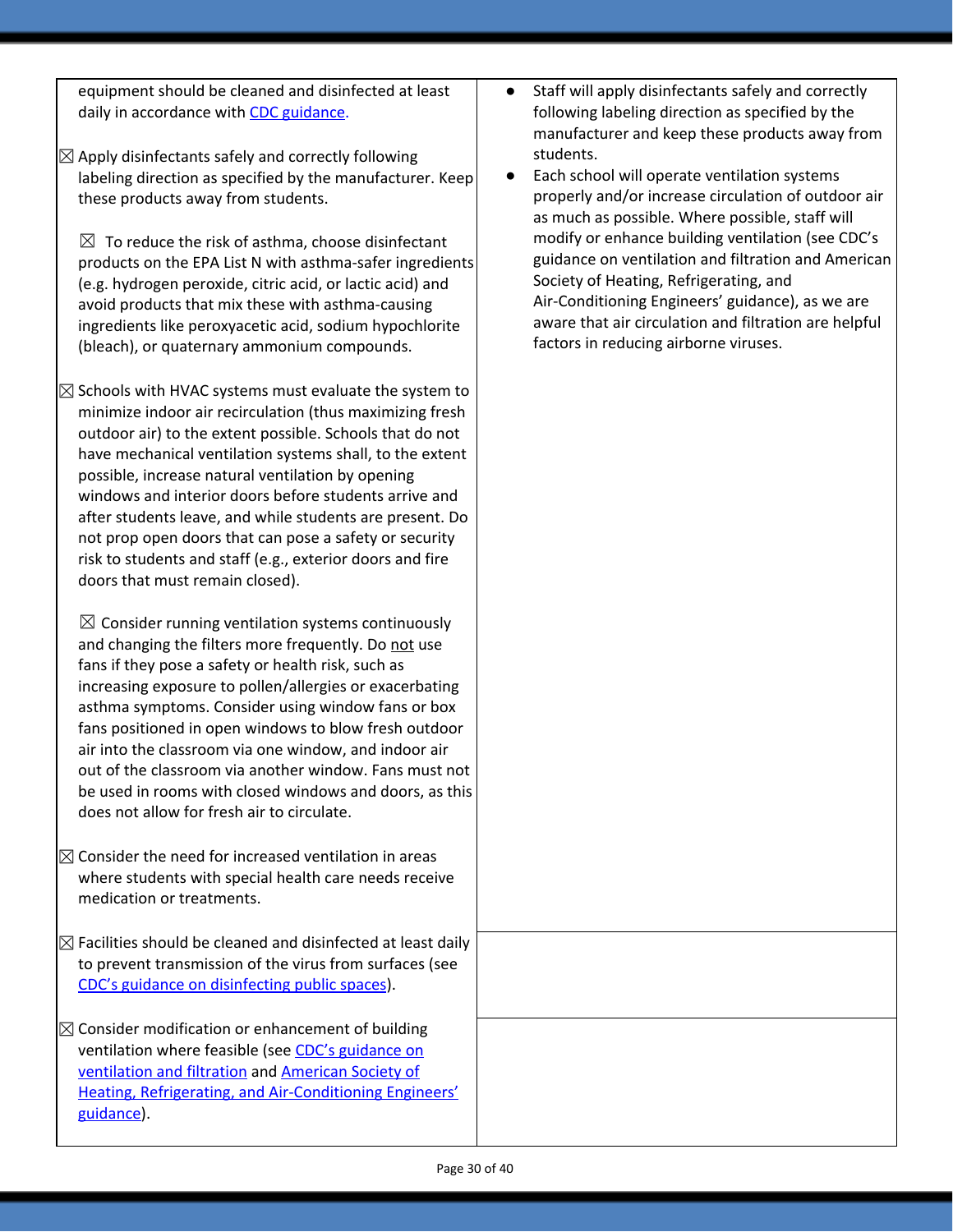| | |
|---|---|
| equipment should be cleaned and disinfected at least daily in accordance with CDC guidance.<br><br>☒ Apply disinfectants safely and correctly following labeling direction as specified by the manufacturer. Keep these products away from students.<br><br>☒ To reduce the risk of asthma, choose disinfectant products on the EPA List N with asthma-safer ingredients (e.g. hydrogen peroxide, citric acid, or lactic acid) and avoid products that mix these with asthma-causing ingredients like peroxyacetic acid, sodium hypochlorite (bleach), or quaternary ammonium compounds.<br><br>☒ Schools with HVAC systems must evaluate the system to minimize indoor air recirculation (thus maximizing fresh outdoor air) to the extent possible. Schools that do not have mechanical ventilation systems shall, to the extent possible, increase natural ventilation by opening windows and interior doors before students arrive and after students leave, and while students are present. Do not prop open doors that can pose a safety or security risk to students and staff (e.g., exterior doors and fire doors that must remain closed).<br><br>☒ Consider running ventilation systems continuously and changing the filters more frequently. Do not use fans if they pose a safety or health risk, such as increasing exposure to pollen/allergies or exacerbating asthma symptoms. Consider using window fans or box fans positioned in open windows to blow fresh outdoor air into the classroom via one window, and indoor air out of the classroom via another window. Fans must not be used in rooms with closed windows and doors, as this does not allow for fresh air to circulate.<br><br>☒ Consider the need for increased ventilation in areas where students with special health care needs receive medication or treatments. | • Staff will apply disinfectants safely and correctly following labeling direction as specified by the manufacturer and keep these products away from students.<br>• Each school will operate ventilation systems properly and/or increase circulation of outdoor air as much as possible. Where possible, staff will modify or enhance building ventilation (see CDC's guidance on ventilation and filtration and American Society of Heating, Refrigerating, and Air-Conditioning Engineers' guidance), as we are aware that air circulation and filtration are helpful factors in reducing airborne viruses. |
| ☒ Facilities should be cleaned and disinfected at least daily to prevent transmission of the virus from surfaces (see CDC's guidance on disinfecting public spaces). | |
| ☒ Consider modification or enhancement of building ventilation where feasible (see CDC's guidance on ventilation and filtration and American Society of Heating, Refrigerating, and Air-Conditioning Engineers' guidance). | |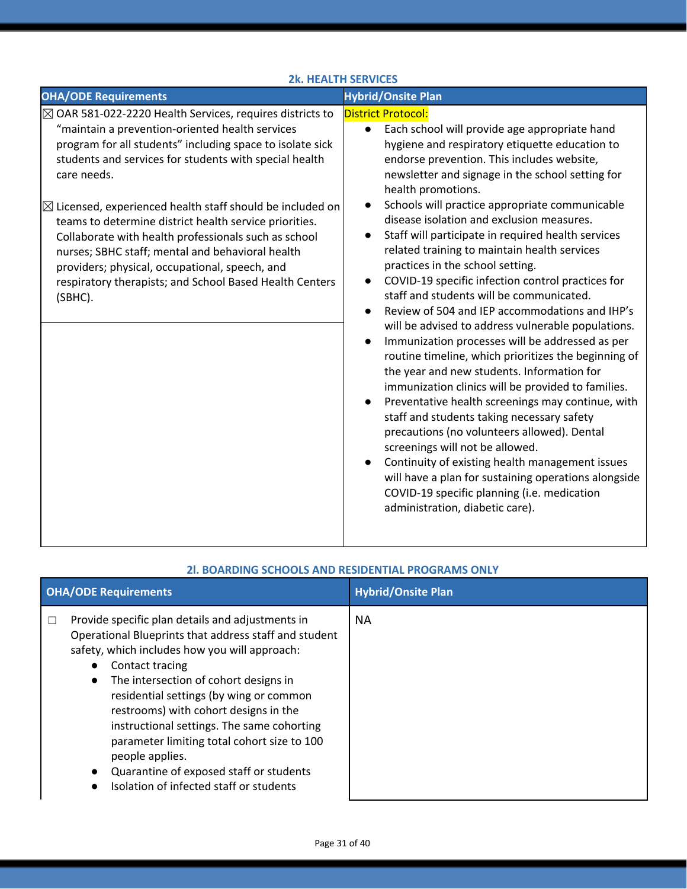### 2k. HEALTH SERVICES

| OHA/ODE Requirements | Hybrid/Onsite Plan |
|---|---|
| ☒ OAR 581-022-2220 Health Services, requires districts to "maintain a prevention-oriented health services program for all students" including space to isolate sick students and services for students with special health care needs.<br><br>☒ Licensed, experienced health staff should be included on teams to determine district health service priorities. Collaborate with health professionals such as school nurses; SBHC staff; mental and behavioral health providers; physical, occupational, speech, and respiratory therapists; and School Based Health Centers (SBHC). | District Protocol:<br>● Each school will provide age appropriate hand hygiene and respiratory etiquette education to endorse prevention. This includes website, newsletter and signage in the school setting for health promotions.<br>● Schools will practice appropriate communicable disease isolation and exclusion measures.<br>● Staff will participate in required health services related training to maintain health services practices in the school setting.<br>● COVID-19 specific infection control practices for staff and students will be communicated.<br>● Review of 504 and IEP accommodations and IHP's will be advised to address vulnerable populations.<br>● Immunization processes will be addressed as per routine timeline, which prioritizes the beginning of the year and new students. Information for immunization clinics will be provided to families.<br>● Preventative health screenings may continue, with staff and students taking necessary safety precautions (no volunteers allowed). Dental screenings will not be allowed.<br>● Continuity of existing health management issues will have a plan for sustaining operations alongside COVID-19 specific planning (i.e. medication administration, diabetic care). |

### 2l. BOARDING SCHOOLS AND RESIDENTIAL PROGRAMS ONLY

| OHA/ODE Requirements | Hybrid/Onsite Plan |
|---|---|
| ☐ Provide specific plan details and adjustments in Operational Blueprints that address staff and student safety, which includes how you will approach:<br>● Contact tracing<br>● The intersection of cohort designs in residential settings (by wing or common restrooms) with cohort designs in the instructional settings. The same cohorting parameter limiting total cohort size to 100 people applies.<br>● Quarantine of exposed staff or students<br>● Isolation of infected staff or students | NA |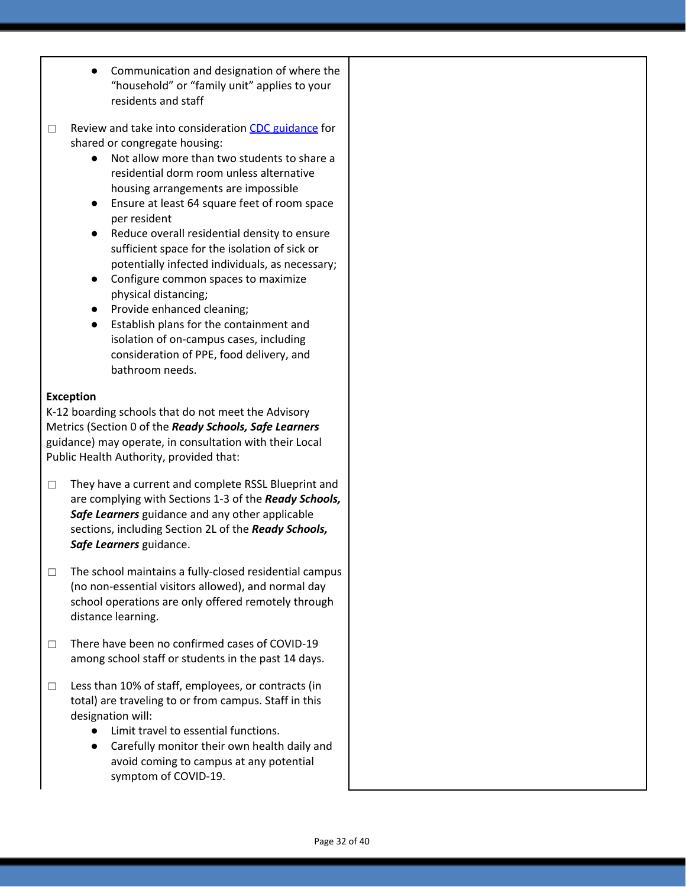- Communication and designation of where the "household" or "family unit" applies to your residents and staff

☐ Review and take into consideration CDC guidance for shared or congregate housing:
  - Not allow more than two students to share a residential dorm room unless alternative housing arrangements are impossible
  - Ensure at least 64 square feet of room space per resident
  - Reduce overall residential density to ensure sufficient space for the isolation of sick or potentially infected individuals, as necessary;
  - Configure common spaces to maximize physical distancing;
  - Provide enhanced cleaning;
  - Establish plans for the containment and isolation of on-campus cases, including consideration of PPE, food delivery, and bathroom needs.

**Exception**

K-12 boarding schools that do not meet the Advisory Metrics (Section 0 of the ***Ready Schools, Safe Learners*** guidance) may operate, in consultation with their Local Public Health Authority, provided that:

☐ They have a current and complete RSSL Blueprint and are complying with Sections 1-3 of the ***Ready Schools, Safe Learners*** guidance and any other applicable sections, including Section 2L of the ***Ready Schools, Safe Learners*** guidance.

☐ The school maintains a fully-closed residential campus (no non-essential visitors allowed), and normal day school operations are only offered remotely through distance learning.

☐ There have been no confirmed cases of COVID-19 among school staff or students in the past 14 days.

☐ Less than 10% of staff, employees, or contracts (in total) are traveling to or from campus. Staff in this designation will:
  - Limit travel to essential functions.
  - Carefully monitor their own health daily and avoid coming to campus at any potential symptom of COVID-19.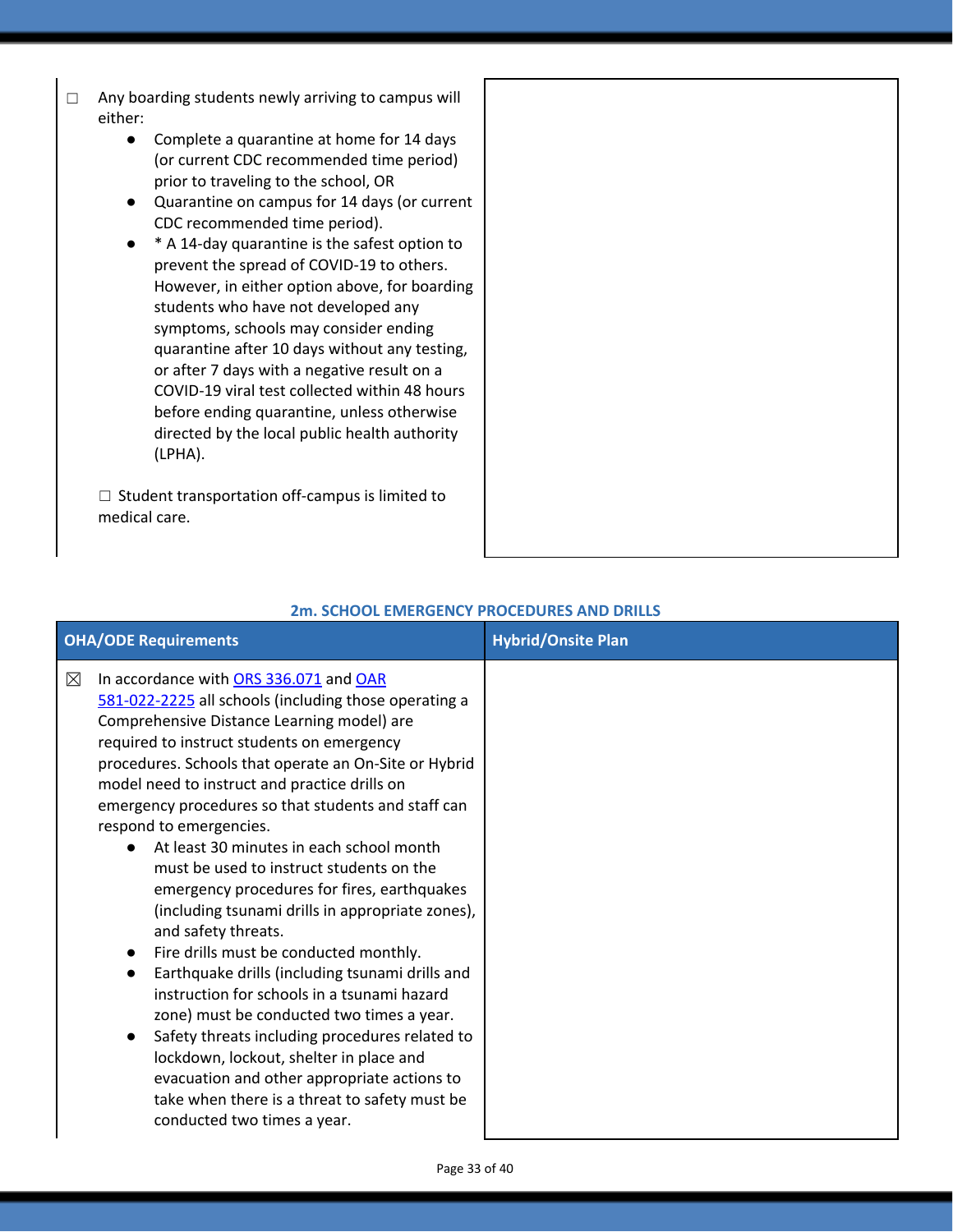| | |
|---|---|
| ☐ Any boarding students newly arriving to campus will either:<br>● Complete a quarantine at home for 14 days (or current CDC recommended time period) prior to traveling to the school, OR<br>● Quarantine on campus for 14 days (or current CDC recommended time period).<br>● * A 14-day quarantine is the safest option to prevent the spread of COVID-19 to others. However, in either option above, for boarding students who have not developed any symptoms, schools may consider ending quarantine after 10 days without any testing, or after 7 days with a negative result on a COVID-19 viral test collected within 48 hours before ending quarantine, unless otherwise directed by the local public health authority (LPHA).<br><br>☐ Student transportation off-campus is limited to medical care. | |

## 2m. SCHOOL EMERGENCY PROCEDURES AND DRILLS

| OHA/ODE Requirements | Hybrid/Onsite Plan |
|---|---|
| ☒ In accordance with [ORS 336.071]() and [OAR 581-022-2225]() all schools (including those operating a Comprehensive Distance Learning model) are required to instruct students on emergency procedures. Schools that operate an On-Site or Hybrid model need to instruct and practice drills on emergency procedures so that students and staff can respond to emergencies.<br>● At least 30 minutes in each school month must be used to instruct students on the emergency procedures for fires, earthquakes (including tsunami drills in appropriate zones), and safety threats.<br>● Fire drills must be conducted monthly.<br>● Earthquake drills (including tsunami drills and instruction for schools in a tsunami hazard zone) must be conducted two times a year.<br>● Safety threats including procedures related to lockdown, lockout, shelter in place and evacuation and other appropriate actions to take when there is a threat to safety must be conducted two times a year. | |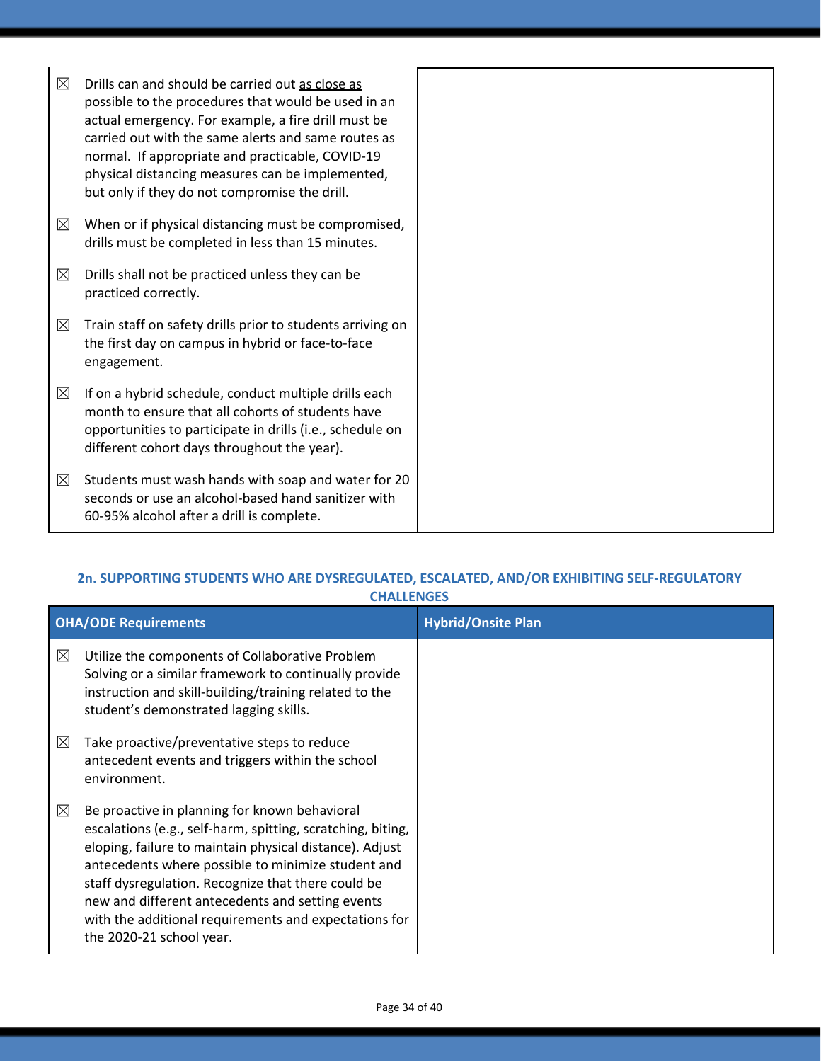| | |
|---|---|
| ☒ Drills can and should be carried out as close as possible to the procedures that would be used in an actual emergency. For example, a fire drill must be carried out with the same alerts and same routes as normal. If appropriate and practicable, COVID-19 physical distancing measures can be implemented, but only if they do not compromise the drill.<br><br>☒ When or if physical distancing must be compromised, drills must be completed in less than 15 minutes.<br><br>☒ Drills shall not be practiced unless they can be practiced correctly.<br><br>☒ Train staff on safety drills prior to students arriving on the first day on campus in hybrid or face-to-face engagement.<br><br>☒ If on a hybrid schedule, conduct multiple drills each month to ensure that all cohorts of students have opportunities to participate in drills (i.e., schedule on different cohort days throughout the year).<br><br>☒ Students must wash hands with soap and water for 20 seconds or use an alcohol-based hand sanitizer with 60-95% alcohol after a drill is complete. | |

### 2n. SUPPORTING STUDENTS WHO ARE DYSREGULATED, ESCALATED, AND/OR EXHIBITING SELF-REGULATORY CHALLENGES

| OHA/ODE Requirements | Hybrid/Onsite Plan |
|---|---|
| ☒ Utilize the components of Collaborative Problem Solving or a similar framework to continually provide instruction and skill-building/training related to the student's demonstrated lagging skills.<br><br>☒ Take proactive/preventative steps to reduce antecedent events and triggers within the school environment.<br><br>☒ Be proactive in planning for known behavioral escalations (e.g., self-harm, spitting, scratching, biting, eloping, failure to maintain physical distance). Adjust antecedents where possible to minimize student and staff dysregulation. Recognize that there could be new and different antecedents and setting events with the additional requirements and expectations for the 2020-21 school year. | |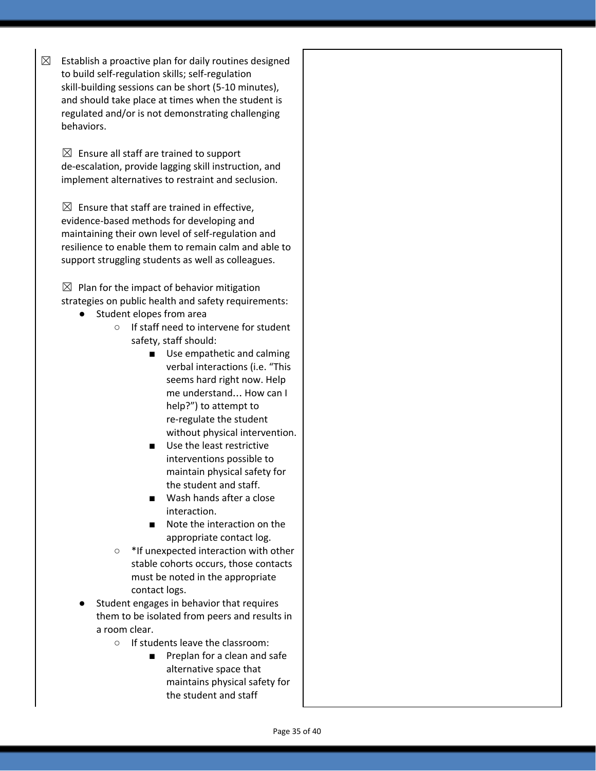☒ Establish a proactive plan for daily routines designed to build self-regulation skills; self-regulation skill-building sessions can be short (5-10 minutes), and should take place at times when the student is regulated and/or is not demonstrating challenging behaviors.

☒ Ensure all staff are trained to support de-escalation, provide lagging skill instruction, and implement alternatives to restraint and seclusion.

☒ Ensure that staff are trained in effective, evidence-based methods for developing and maintaining their own level of self-regulation and resilience to enable them to remain calm and able to support struggling students as well as colleagues.

☒ Plan for the impact of behavior mitigation strategies on public health and safety requirements:

- Student elopes from area
  - If staff need to intervene for student safety, staff should:
    - Use empathetic and calming verbal interactions (i.e. "This seems hard right now. Help me understand… How can I help?") to attempt to re-regulate the student without physical intervention.
    - Use the least restrictive interventions possible to maintain physical safety for the student and staff.
    - Wash hands after a close interaction.
    - Note the interaction on the appropriate contact log.
  - *If unexpected interaction with other stable cohorts occurs, those contacts must be noted in the appropriate contact logs.
- Student engages in behavior that requires them to be isolated from peers and results in a room clear.
  - If students leave the classroom:
    - Preplan for a clean and safe alternative space that maintains physical safety for the student and staff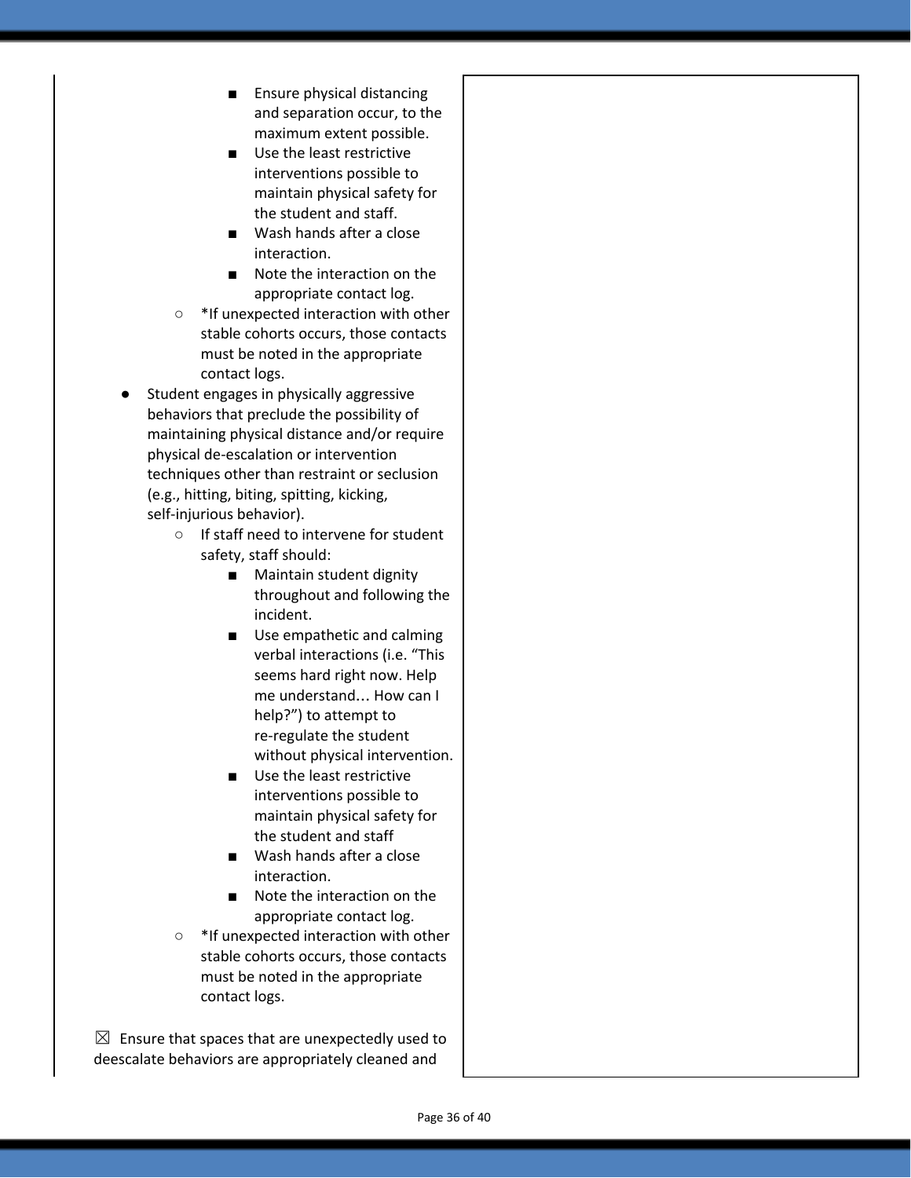- Ensure physical distancing and separation occur, to the maximum extent possible.
- Use the least restrictive interventions possible to maintain physical safety for the student and staff.
- Wash hands after a close interaction.
- Note the interaction on the appropriate contact log.

  - *If unexpected interaction with other stable cohorts occurs, those contacts must be noted in the appropriate contact logs.

- Student engages in physically aggressive behaviors that preclude the possibility of maintaining physical distance and/or require physical de-escalation or intervention techniques other than restraint or seclusion (e.g., hitting, biting, spitting, kicking, self-injurious behavior).
  - If staff need to intervene for student safety, staff should:
    - Maintain student dignity throughout and following the incident.
    - Use empathetic and calming verbal interactions (i.e. "This seems hard right now. Help me understand… How can I help?") to attempt to re-regulate the student without physical intervention.
    - Use the least restrictive interventions possible to maintain physical safety for the student and staff
    - Wash hands after a close interaction.
    - Note the interaction on the appropriate contact log.
  - *If unexpected interaction with other stable cohorts occurs, those contacts must be noted in the appropriate contact logs.

☒ Ensure that spaces that are unexpectedly used to deescalate behaviors are appropriately cleaned and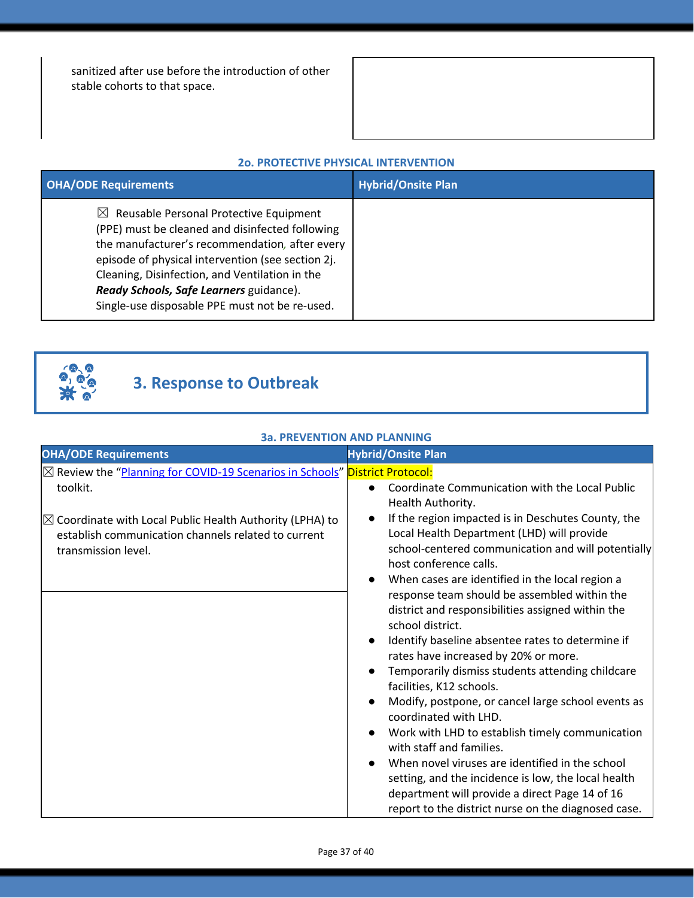| | |
|---|---|
| sanitized after use before the introduction of other stable cohorts to that space. | |

**2o. PROTECTIVE PHYSICAL INTERVENTION**

| OHA/ODE Requirements | Hybrid/Onsite Plan |
|---|---|
| ☒ Reusable Personal Protective Equipment (PPE) must be cleaned and disinfected following the manufacturer's recommendation, after every episode of physical intervention (see section 2j. Cleaning, Disinfection, and Ventilation in the ***Ready Schools, Safe Learners*** guidance). Single-use disposable PPE must not be re-used. | |

## 3. Response to Outbreak

**3a. PREVENTION AND PLANNING**

| OHA/ODE Requirements | Hybrid/Onsite Plan |
|---|---|
| ☒ Review the "Planning for COVID-19 Scenarios in Schools" toolkit.<br><br>☒ Coordinate with Local Public Health Authority (LPHA) to establish communication channels related to current transmission level. | District Protocol:<br>● Coordinate Communication with the Local Public Health Authority.<br>● If the region impacted is in Deschutes County, the Local Health Department (LHD) will provide school-centered communication and will potentially host conference calls.<br>● When cases are identified in the local region a response team should be assembled within the district and responsibilities assigned within the school district.<br>● Identify baseline absentee rates to determine if rates have increased by 20% or more.<br>● Temporarily dismiss students attending childcare facilities, K12 schools.<br>● Modify, postpone, or cancel large school events as coordinated with LHD.<br>● Work with LHD to establish timely communication with staff and families.<br>● When novel viruses are identified in the school setting, and the incidence is low, the local health department will provide a direct Page 14 of 16 report to the district nurse on the diagnosed case. |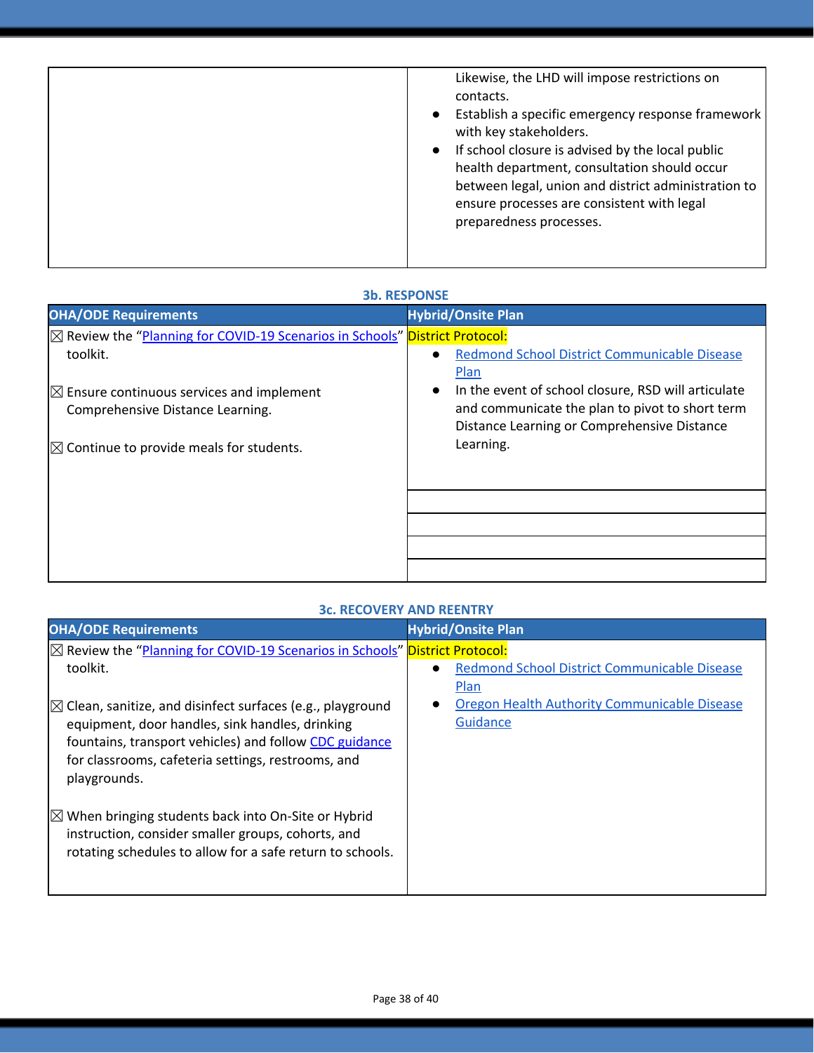| | |
|---|---|
| | Likewise, the LHD will impose restrictions on contacts.<br>● Establish a specific emergency response framework with key stakeholders.<br>● If school closure is advised by the local public health department, consultation should occur between legal, union and district administration to ensure processes are consistent with legal preparedness processes. |

### 3b. RESPONSE

| OHA/ODE Requirements | Hybrid/Onsite Plan |
|---|---|
| ☒ Review the "Planning for COVID-19 Scenarios in Schools" toolkit.<br><br>☒ Ensure continuous services and implement Comprehensive Distance Learning.<br><br>☒ Continue to provide meals for students. | District Protocol:<br>● Redmond School District Communicable Disease Plan<br>● In the event of school closure, RSD will articulate and communicate the plan to pivot to short term Distance Learning or Comprehensive Distance Learning. |

### 3c. RECOVERY AND REENTRY

| OHA/ODE Requirements | Hybrid/Onsite Plan |
|---|---|
| ☒ Review the "Planning for COVID-19 Scenarios in Schools" toolkit.<br><br>☒ Clean, sanitize, and disinfect surfaces (e.g., playground equipment, door handles, sink handles, drinking fountains, transport vehicles) and follow CDC guidance for classrooms, cafeteria settings, restrooms, and playgrounds.<br><br>☒ When bringing students back into On-Site or Hybrid instruction, consider smaller groups, cohorts, and rotating schedules to allow for a safe return to schools. | District Protocol:<br>● Redmond School District Communicable Disease Plan<br>● Oregon Health Authority Communicable Disease Guidance |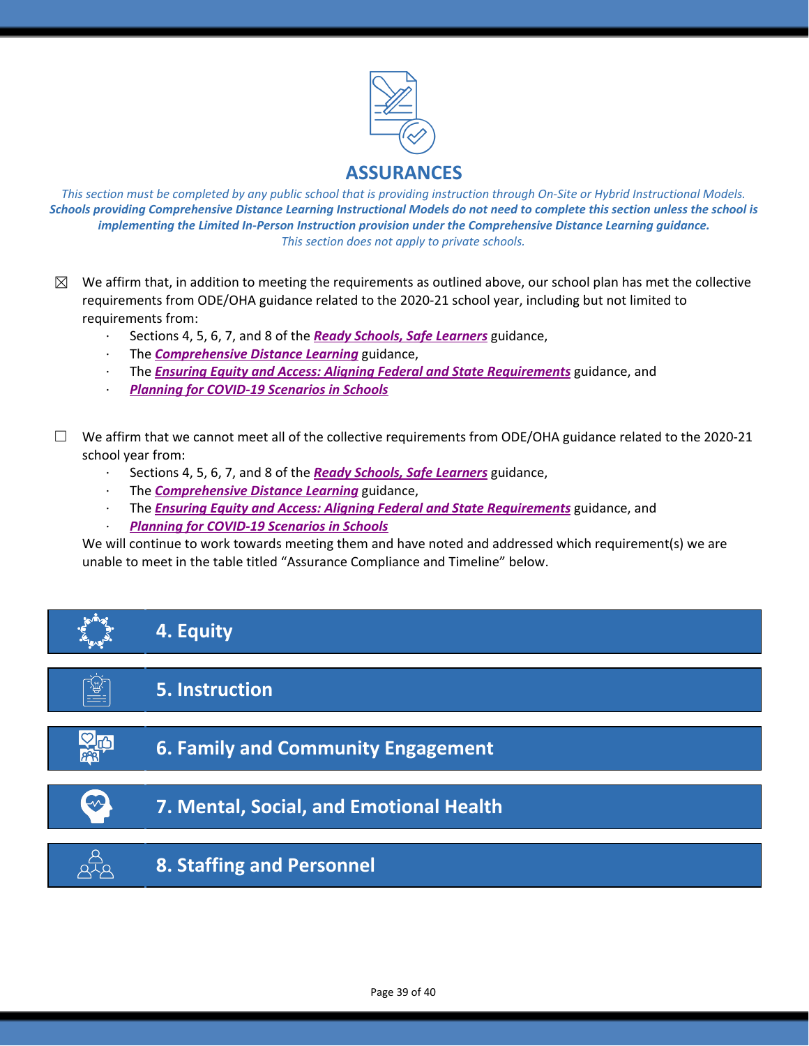# ASSURANCES

*This section must be completed by any public school that is providing instruction through On-Site or Hybrid Instructional Models.* ***Schools providing Comprehensive Distance Learning Instructional Models do not need to complete this section unless the school is implementing the Limited In-Person Instruction provision under the Comprehensive Distance Learning guidance.*** *This section does not apply to private schools.*

☒ We affirm that, in addition to meeting the requirements as outlined above, our school plan has met the collective requirements from ODE/OHA guidance related to the 2020-21 school year, including but not limited to requirements from:

- Sections 4, 5, 6, 7, and 8 of the ***Ready Schools, Safe Learners*** guidance,
- The ***Comprehensive Distance Learning*** guidance,
- The ***Ensuring Equity and Access: Aligning Federal and State Requirements*** guidance, and
- ***Planning for COVID-19 Scenarios in Schools***

☐ We affirm that we cannot meet all of the collective requirements from ODE/OHA guidance related to the 2020-21 school year from:

- Sections 4, 5, 6, 7, and 8 of the ***Ready Schools, Safe Learners*** guidance,
- The ***Comprehensive Distance Learning*** guidance,
- The ***Ensuring Equity and Access: Aligning Federal and State Requirements*** guidance, and
- ***Planning for COVID-19 Scenarios in Schools***

We will continue to work towards meeting them and have noted and addressed which requirement(s) we are unable to meet in the table titled "Assurance Compliance and Timeline" below.

## 4. Equity

## 5. Instruction

## 6. Family and Community Engagement

## 7. Mental, Social, and Emotional Health

## 8. Staffing and Personnel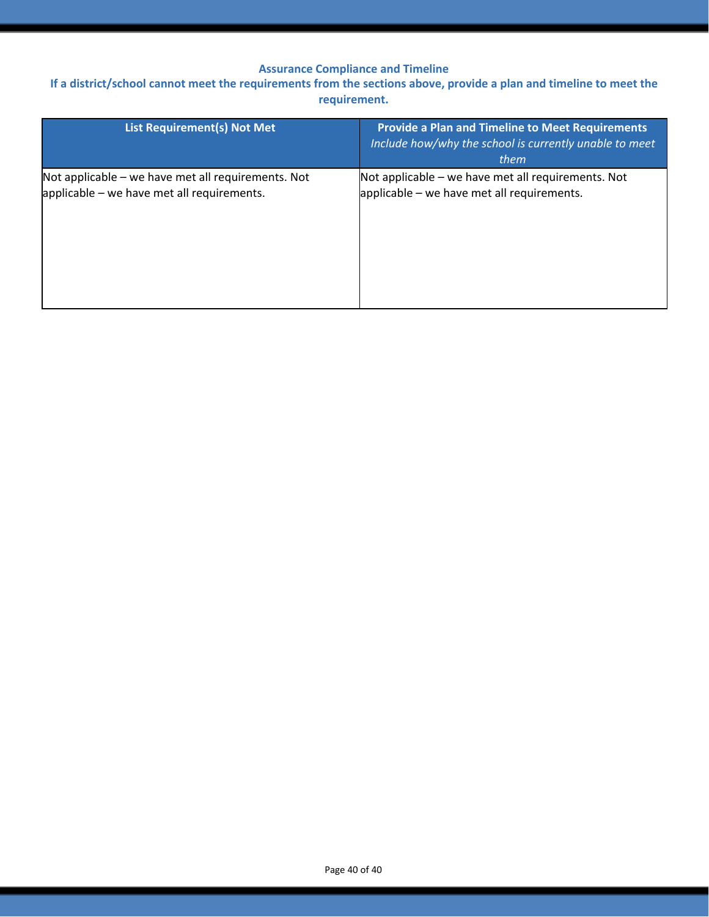### Assurance Compliance and Timeline

**If a district/school cannot meet the requirements from the sections above, provide a plan and timeline to meet the requirement.**

| **List Requirement(s) Not Met** | **Provide a Plan and Timeline to Meet Requirements** *Include how/why the school is currently unable to meet them* |
|---|---|
| Not applicable – we have met all requirements. Not applicable – we have met all requirements. | Not applicable – we have met all requirements. Not applicable – we have met all requirements. |